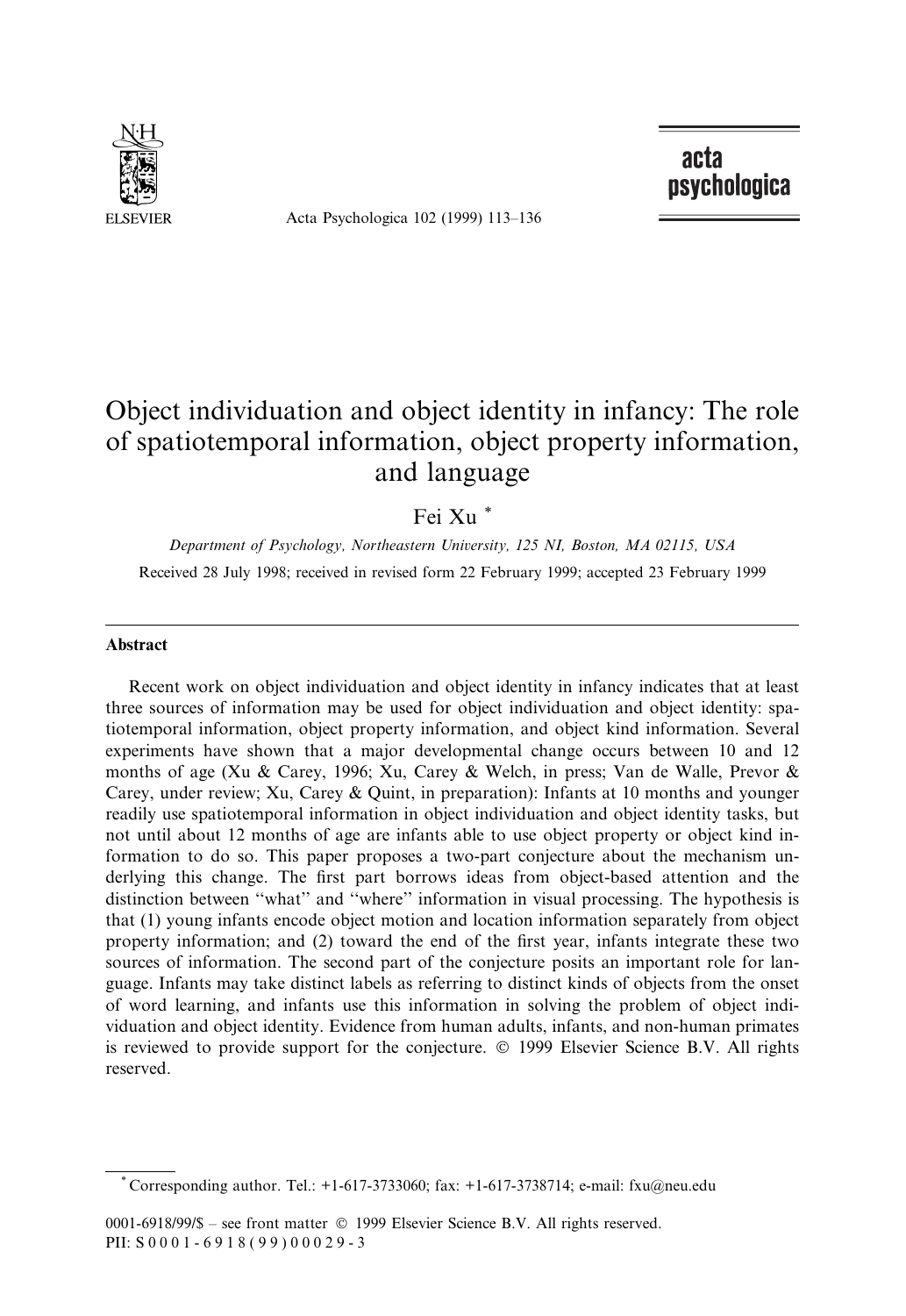# Object individuation and object identity in infancy: The role of spatiotemporal information, object property information, and language

Fei Xu *

*Department of Psychology, Northeastern University, 125 NI, Boston, MA 02115, USA*

Received 28 July 1998; received in revised form 22 February 1999; accepted 23 February 1999

## Abstract

Recent work on object individuation and object identity in infancy indicates that at least three sources of information may be used for object individuation and object identity: spatiotemporal information, object property information, and object kind information. Several experiments have shown that a major developmental change occurs between 10 and 12 months of age (Xu & Carey, 1996; Xu, Carey & Welch, in press; Van de Walle, Prevor & Carey, under review; Xu, Carey & Quint, in preparation): Infants at 10 months and younger readily use spatiotemporal information in object individuation and object identity tasks, but not until about 12 months of age are infants able to use object property or object kind information to do so. This paper proposes a two-part conjecture about the mechanism underlying this change. The first part borrows ideas from object-based attention and the distinction between "what" and "where" information in visual processing. The hypothesis is that (1) young infants encode object motion and location information separately from object property information; and (2) toward the end of the first year, infants integrate these two sources of information. The second part of the conjecture posits an important role for language. Infants may take distinct labels as referring to distinct kinds of objects from the onset of word learning, and infants use this information in solving the problem of object individuation and object identity. Evidence from human adults, infants, and non-human primates is reviewed to provide support for the conjecture. © 1999 Elsevier Science B.V. All rights reserved.

---

* Corresponding author. Tel.: +1-617-3733060; fax: +1-617-3738714; e-mail: fxu@neu.edu

0001-6918/99/$ – see front matter © 1999 Elsevier Science B.V. All rights reserved.
PII: S 0 0 0 1 - 6 9 1 8 ( 9 9 ) 0 0 0 2 9 - 3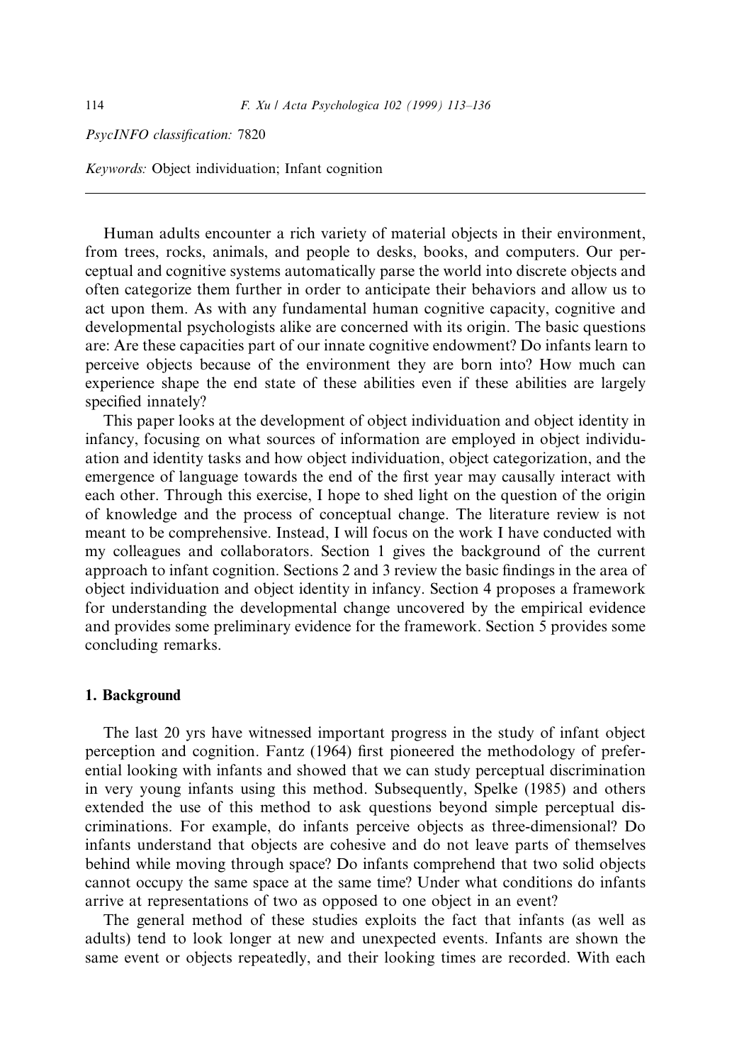*PsycINFO classification:* 7820

*Keywords:* Object individuation; Infant cognition

---

Human adults encounter a rich variety of material objects in their environment, from trees, rocks, animals, and people to desks, books, and computers. Our perceptual and cognitive systems automatically parse the world into discrete objects and often categorize them further in order to anticipate their behaviors and allow us to act upon them. As with any fundamental human cognitive capacity, cognitive and developmental psychologists alike are concerned with its origin. The basic questions are: Are these capacities part of our innate cognitive endowment? Do infants learn to perceive objects because of the environment they are born into? How much can experience shape the end state of these abilities even if these abilities are largely specified innately?

This paper looks at the development of object individuation and object identity in infancy, focusing on what sources of information are employed in object individuation and identity tasks and how object individuation, object categorization, and the emergence of language towards the end of the first year may causally interact with each other. Through this exercise, I hope to shed light on the question of the origin of knowledge and the process of conceptual change. The literature review is not meant to be comprehensive. Instead, I will focus on the work I have conducted with my colleagues and collaborators. Section 1 gives the background of the current approach to infant cognition. Sections 2 and 3 review the basic findings in the area of object individuation and object identity in infancy. Section 4 proposes a framework for understanding the developmental change uncovered by the empirical evidence and provides some preliminary evidence for the framework. Section 5 provides some concluding remarks.

## 1. Background

The last 20 yrs have witnessed important progress in the study of infant object perception and cognition. Fantz (1964) first pioneered the methodology of preferential looking with infants and showed that we can study perceptual discrimination in very young infants using this method. Subsequently, Spelke (1985) and others extended the use of this method to ask questions beyond simple perceptual discriminations. For example, do infants perceive objects as three-dimensional? Do infants understand that objects are cohesive and do not leave parts of themselves behind while moving through space? Do infants comprehend that two solid objects cannot occupy the same space at the same time? Under what conditions do infants arrive at representations of two as opposed to one object in an event?

The general method of these studies exploits the fact that infants (as well as adults) tend to look longer at new and unexpected events. Infants are shown the same event or objects repeatedly, and their looking times are recorded. With each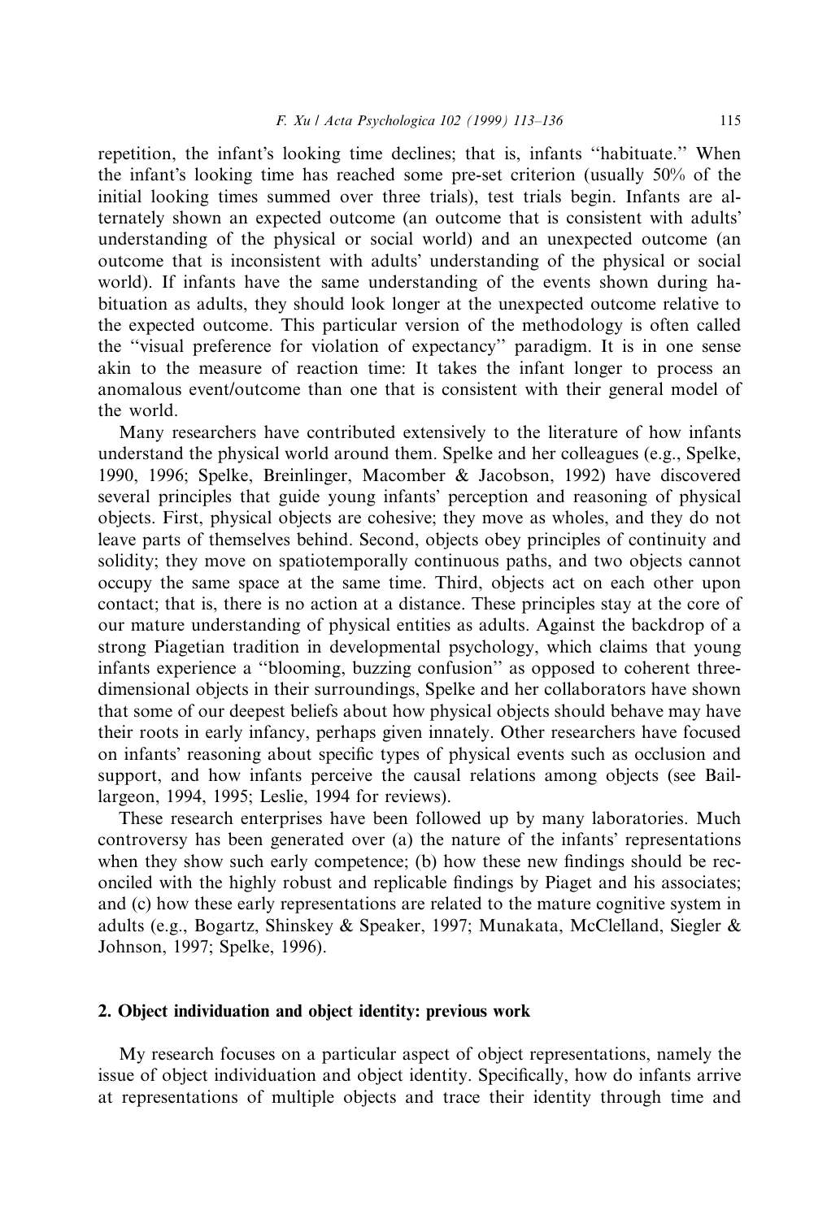repetition, the infant's looking time declines; that is, infants "habituate." When the infant's looking time has reached some pre-set criterion (usually 50% of the initial looking times summed over three trials), test trials begin. Infants are alternately shown an expected outcome (an outcome that is consistent with adults' understanding of the physical or social world) and an unexpected outcome (an outcome that is inconsistent with adults' understanding of the physical or social world). If infants have the same understanding of the events shown during habituation as adults, they should look longer at the unexpected outcome relative to the expected outcome. This particular version of the methodology is often called the "visual preference for violation of expectancy" paradigm. It is in one sense akin to the measure of reaction time: It takes the infant longer to process an anomalous event/outcome than one that is consistent with their general model of the world.

Many researchers have contributed extensively to the literature of how infants understand the physical world around them. Spelke and her colleagues (e.g., Spelke, 1990, 1996; Spelke, Breinlinger, Macomber & Jacobson, 1992) have discovered several principles that guide young infants' perception and reasoning of physical objects. First, physical objects are cohesive; they move as wholes, and they do not leave parts of themselves behind. Second, objects obey principles of continuity and solidity; they move on spatiotemporally continuous paths, and two objects cannot occupy the same space at the same time. Third, objects act on each other upon contact; that is, there is no action at a distance. These principles stay at the core of our mature understanding of physical entities as adults. Against the backdrop of a strong Piagetian tradition in developmental psychology, which claims that young infants experience a "blooming, buzzing confusion" as opposed to coherent three-dimensional objects in their surroundings, Spelke and her collaborators have shown that some of our deepest beliefs about how physical objects should behave may have their roots in early infancy, perhaps given innately. Other researchers have focused on infants' reasoning about specific types of physical events such as occlusion and support, and how infants perceive the causal relations among objects (see Baillargeon, 1994, 1995; Leslie, 1994 for reviews).

These research enterprises have been followed up by many laboratories. Much controversy has been generated over (a) the nature of the infants' representations when they show such early competence; (b) how these new findings should be reconciled with the highly robust and replicable findings by Piaget and his associates; and (c) how these early representations are related to the mature cognitive system in adults (e.g., Bogartz, Shinskey & Speaker, 1997; Munakata, McClelland, Siegler & Johnson, 1997; Spelke, 1996).

## 2. Object individuation and object identity: previous work

My research focuses on a particular aspect of object representations, namely the issue of object individuation and object identity. Specifically, how do infants arrive at representations of multiple objects and trace their identity through time and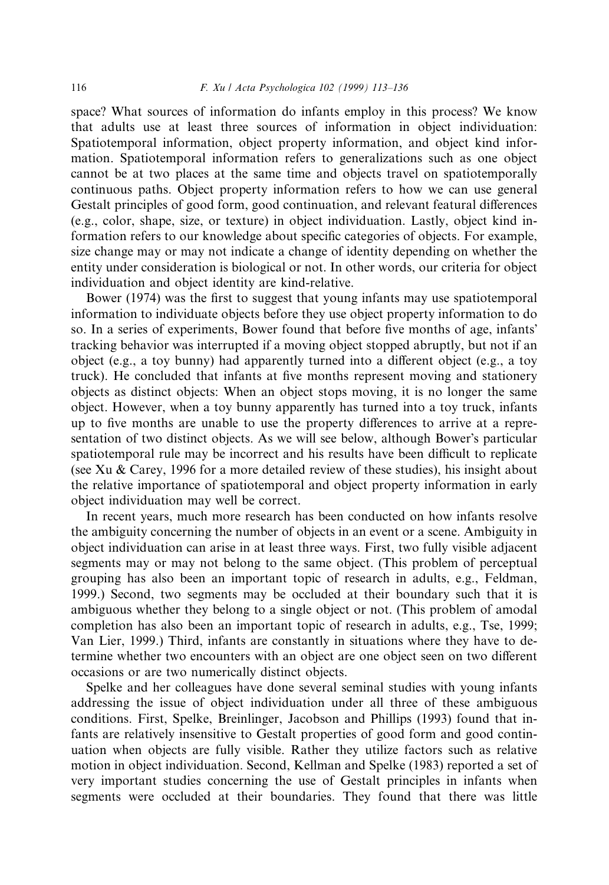space? What sources of information do infants employ in this process? We know that adults use at least three sources of information in object individuation: Spatiotemporal information, object property information, and object kind information. Spatiotemporal information refers to generalizations such as one object cannot be at two places at the same time and objects travel on spatiotemporally continuous paths. Object property information refers to how we can use general Gestalt principles of good form, good continuation, and relevant featural differences (e.g., color, shape, size, or texture) in object individuation. Lastly, object kind information refers to our knowledge about specific categories of objects. For example, size change may or may not indicate a change of identity depending on whether the entity under consideration is biological or not. In other words, our criteria for object individuation and object identity are kind-relative.

Bower (1974) was the first to suggest that young infants may use spatiotemporal information to individuate objects before they use object property information to do so. In a series of experiments, Bower found that before five months of age, infants' tracking behavior was interrupted if a moving object stopped abruptly, but not if an object (e.g., a toy bunny) had apparently turned into a different object (e.g., a toy truck). He concluded that infants at five months represent moving and stationery objects as distinct objects: When an object stops moving, it is no longer the same object. However, when a toy bunny apparently has turned into a toy truck, infants up to five months are unable to use the property differences to arrive at a representation of two distinct objects. As we will see below, although Bower's particular spatiotemporal rule may be incorrect and his results have been difficult to replicate (see Xu & Carey, 1996 for a more detailed review of these studies), his insight about the relative importance of spatiotemporal and object property information in early object individuation may well be correct.

In recent years, much more research has been conducted on how infants resolve the ambiguity concerning the number of objects in an event or a scene. Ambiguity in object individuation can arise in at least three ways. First, two fully visible adjacent segments may or may not belong to the same object. (This problem of perceptual grouping has also been an important topic of research in adults, e.g., Feldman, 1999.) Second, two segments may be occluded at their boundary such that it is ambiguous whether they belong to a single object or not. (This problem of amodal completion has also been an important topic of research in adults, e.g., Tse, 1999; Van Lier, 1999.) Third, infants are constantly in situations where they have to determine whether two encounters with an object are one object seen on two different occasions or are two numerically distinct objects.

Spelke and her colleagues have done several seminal studies with young infants addressing the issue of object individuation under all three of these ambiguous conditions. First, Spelke, Breinlinger, Jacobson and Phillips (1993) found that infants are relatively insensitive to Gestalt properties of good form and good continuation when objects are fully visible. Rather they utilize factors such as relative motion in object individuation. Second, Kellman and Spelke (1983) reported a set of very important studies concerning the use of Gestalt principles in infants when segments were occluded at their boundaries. They found that there was little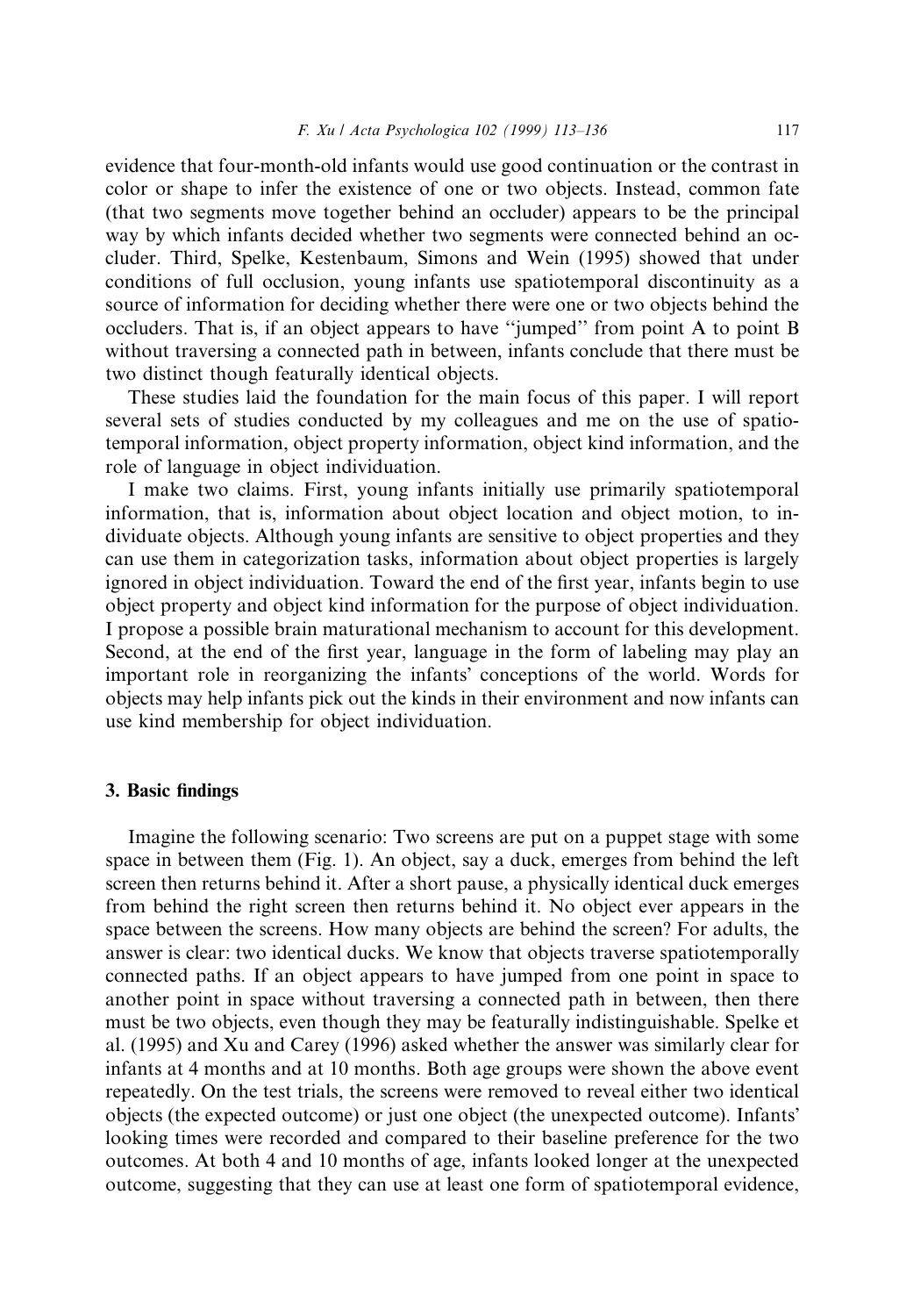evidence that four-month-old infants would use good continuation or the contrast in color or shape to infer the existence of one or two objects. Instead, common fate (that two segments move together behind an occluder) appears to be the principal way by which infants decided whether two segments were connected behind an occluder. Third, Spelke, Kestenbaum, Simons and Wein (1995) showed that under conditions of full occlusion, young infants use spatiotemporal discontinuity as a source of information for deciding whether there were one or two objects behind the occluders. That is, if an object appears to have ''jumped'' from point A to point B without traversing a connected path in between, infants conclude that there must be two distinct though featurally identical objects.

These studies laid the foundation for the main focus of this paper. I will report several sets of studies conducted by my colleagues and me on the use of spatiotemporal information, object property information, object kind information, and the role of language in object individuation.

I make two claims. First, young infants initially use primarily spatiotemporal information, that is, information about object location and object motion, to individuate objects. Although young infants are sensitive to object properties and they can use them in categorization tasks, information about object properties is largely ignored in object individuation. Toward the end of the first year, infants begin to use object property and object kind information for the purpose of object individuation. I propose a possible brain maturational mechanism to account for this development. Second, at the end of the first year, language in the form of labeling may play an important role in reorganizing the infants' conceptions of the world. Words for objects may help infants pick out the kinds in their environment and now infants can use kind membership for object individuation.

## 3. Basic findings

Imagine the following scenario: Two screens are put on a puppet stage with some space in between them (Fig. 1). An object, say a duck, emerges from behind the left screen then returns behind it. After a short pause, a physically identical duck emerges from behind the right screen then returns behind it. No object ever appears in the space between the screens. How many objects are behind the screen? For adults, the answer is clear: two identical ducks. We know that objects traverse spatiotemporally connected paths. If an object appears to have jumped from one point in space to another point in space without traversing a connected path in between, then there must be two objects, even though they may be featurally indistinguishable. Spelke et al. (1995) and Xu and Carey (1996) asked whether the answer was similarly clear for infants at 4 months and at 10 months. Both age groups were shown the above event repeatedly. On the test trials, the screens were removed to reveal either two identical objects (the expected outcome) or just one object (the unexpected outcome). Infants' looking times were recorded and compared to their baseline preference for the two outcomes. At both 4 and 10 months of age, infants looked longer at the unexpected outcome, suggesting that they can use at least one form of spatiotemporal evidence,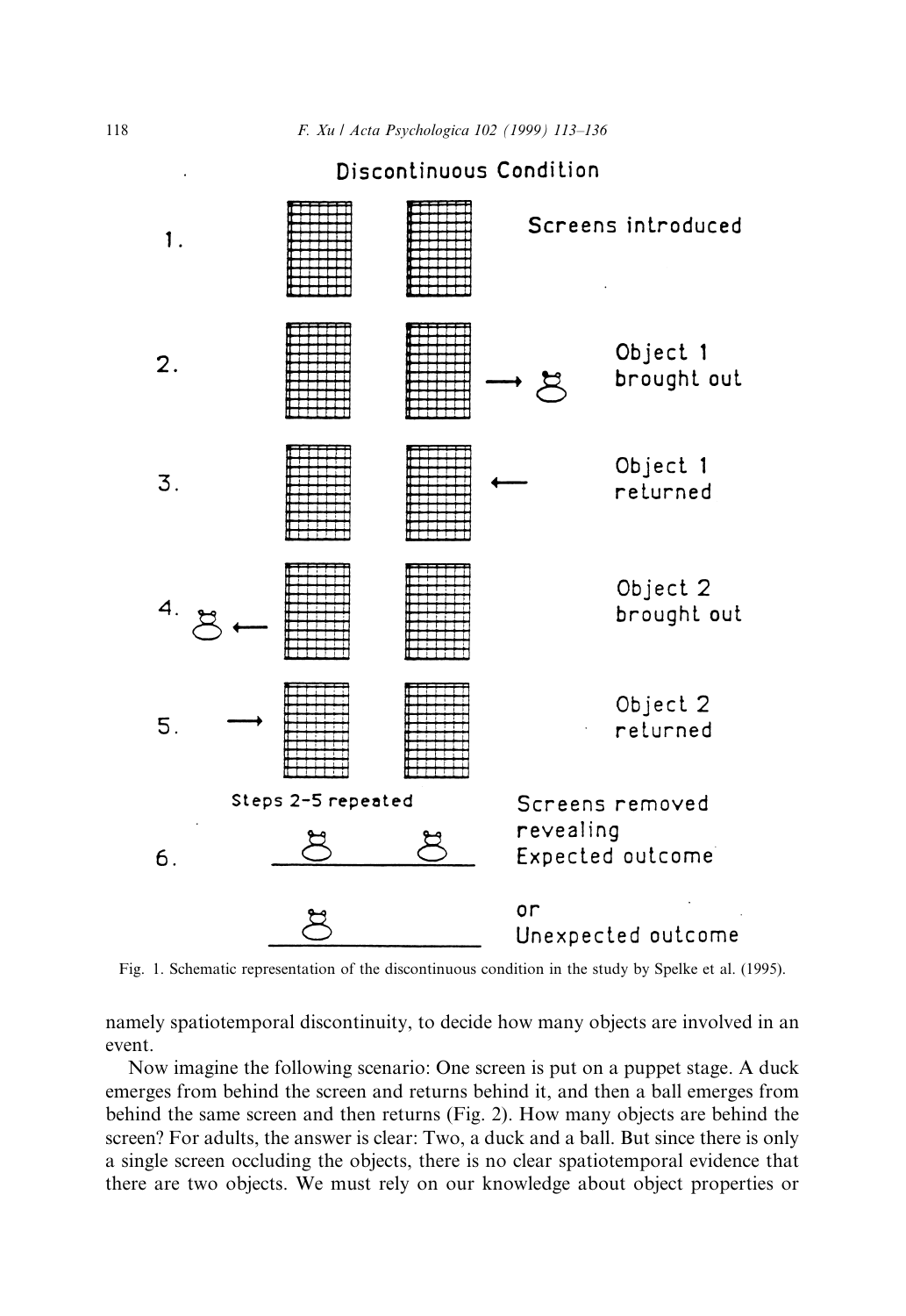Fig. 1. Schematic representation of the discontinuous condition in the study by Spelke et al. (1995).

namely spatiotemporal discontinuity, to decide how many objects are involved in an event.

Now imagine the following scenario: One screen is put on a puppet stage. A duck emerges from behind the screen and returns behind it, and then a ball emerges from behind the same screen and then returns (Fig. 2). How many objects are behind the screen? For adults, the answer is clear: Two, a duck and a ball. But since there is only a single screen occluding the objects, there is no clear spatiotemporal evidence that there are two objects. We must rely on our knowledge about object properties or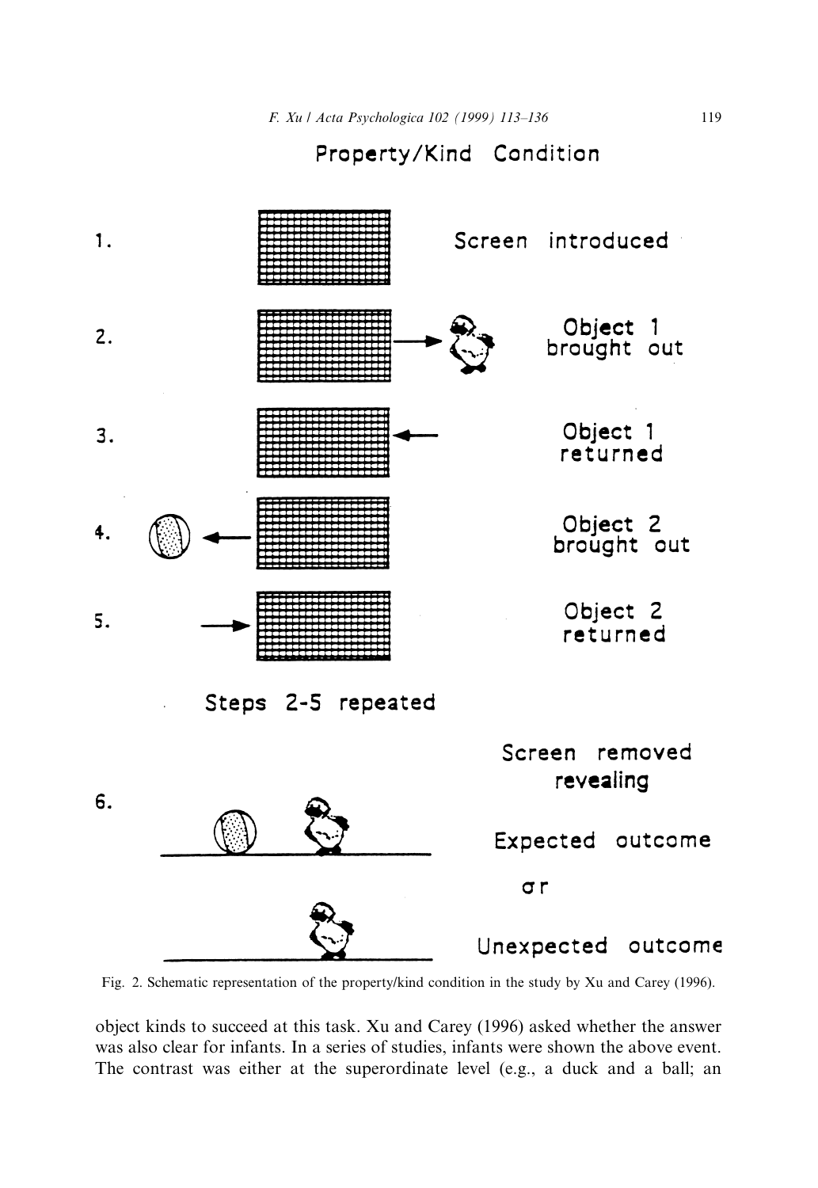Property/Kind Condition

1. Screen introduced

2. Object 1 brought out

3. Object 1 returned

4. Object 2 brought out

5. Object 2 returned

Steps 2-5 repeated

6. Screen removed revealing

Expected outcome

or

Unexpected outcome

Fig. 2. Schematic representation of the property/kind condition in the study by Xu and Carey (1996).

object kinds to succeed at this task. Xu and Carey (1996) asked whether the answer was also clear for infants. In a series of studies, infants were shown the above event. The contrast was either at the superordinate level (e.g., a duck and a ball; an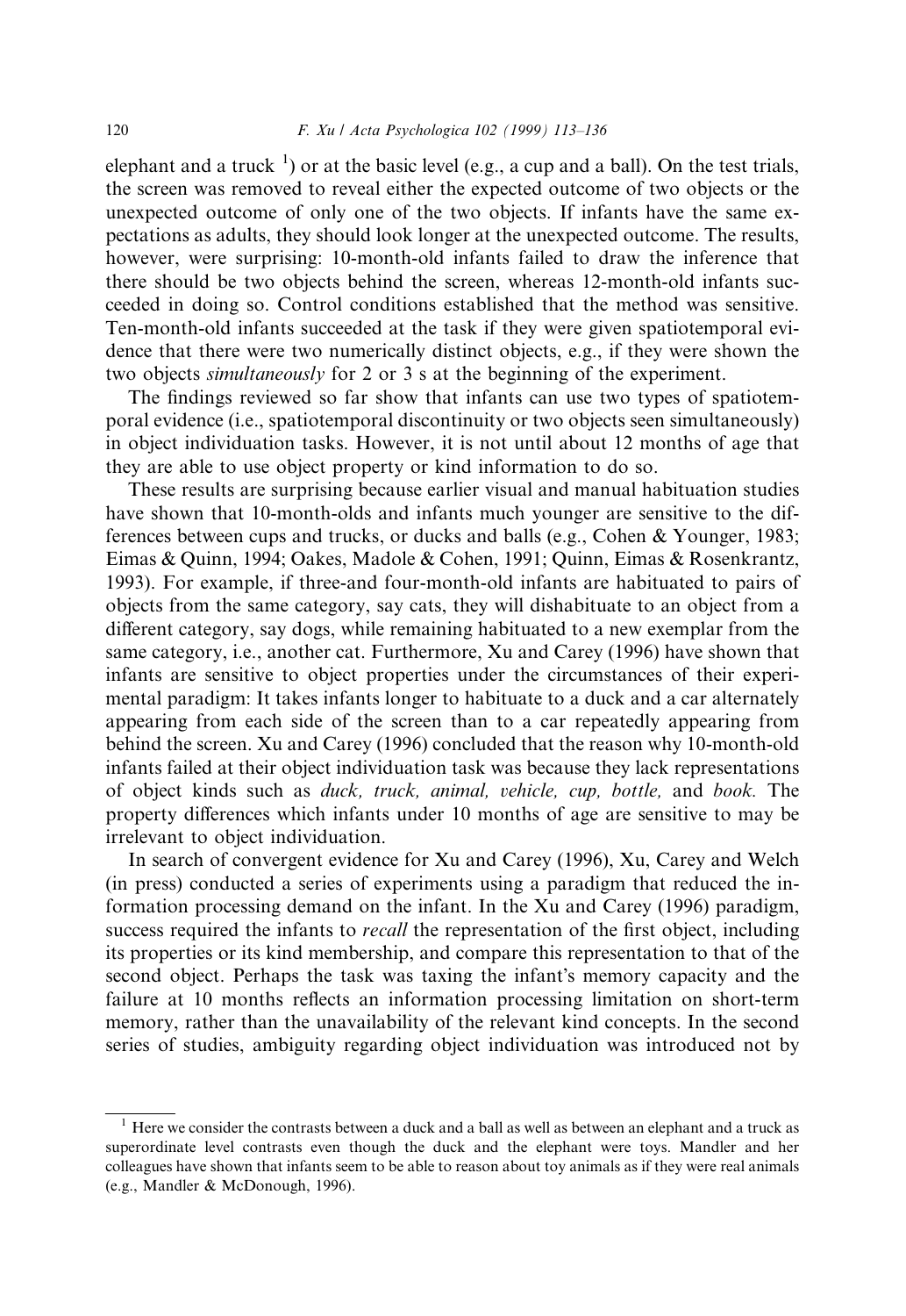elephant and a truck [1]) or at the basic level (e.g., a cup and a ball). On the test trials, the screen was removed to reveal either the expected outcome of two objects or the unexpected outcome of only one of the two objects. If infants have the same expectations as adults, they should look longer at the unexpected outcome. The results, however, were surprising: 10-month-old infants failed to draw the inference that there should be two objects behind the screen, whereas 12-month-old infants succeeded in doing so. Control conditions established that the method was sensitive. Ten-month-old infants succeeded at the task if they were given spatiotemporal evidence that there were two numerically distinct objects, e.g., if they were shown the two objects *simultaneously* for 2 or 3 s at the beginning of the experiment.

The findings reviewed so far show that infants can use two types of spatiotemporal evidence (i.e., spatiotemporal discontinuity or two objects seen simultaneously) in object individuation tasks. However, it is not until about 12 months of age that they are able to use object property or kind information to do so.

These results are surprising because earlier visual and manual habituation studies have shown that 10-month-olds and infants much younger are sensitive to the differences between cups and trucks, or ducks and balls (e.g., Cohen & Younger, 1983; Eimas & Quinn, 1994; Oakes, Madole & Cohen, 1991; Quinn, Eimas & Rosenkrantz, 1993). For example, if three-and four-month-old infants are habituated to pairs of objects from the same category, say cats, they will dishabituate to an object from a different category, say dogs, while remaining habituated to a new exemplar from the same category, i.e., another cat. Furthermore, Xu and Carey (1996) have shown that infants are sensitive to object properties under the circumstances of their experimental paradigm: It takes infants longer to habituate to a duck and a car alternately appearing from each side of the screen than to a car repeatedly appearing from behind the screen. Xu and Carey (1996) concluded that the reason why 10-month-old infants failed at their object individuation task was because they lack representations of object kinds such as *duck, truck, animal, vehicle, cup, bottle,* and *book.* The property differences which infants under 10 months of age are sensitive to may be irrelevant to object individuation.

In search of convergent evidence for Xu and Carey (1996), Xu, Carey and Welch (in press) conducted a series of experiments using a paradigm that reduced the information processing demand on the infant. In the Xu and Carey (1996) paradigm, success required the infants to *recall* the representation of the first object, including its properties or its kind membership, and compare this representation to that of the second object. Perhaps the task was taxing the infant's memory capacity and the failure at 10 months reflects an information processing limitation on short-term memory, rather than the unavailability of the relevant kind concepts. In the second series of studies, ambiguity regarding object individuation was introduced not by

[1] Here we consider the contrasts between a duck and a ball as well as between an elephant and a truck as superordinate level contrasts even though the duck and the elephant were toys. Mandler and her colleagues have shown that infants seem to be able to reason about toy animals as if they were real animals (e.g., Mandler & McDonough, 1996).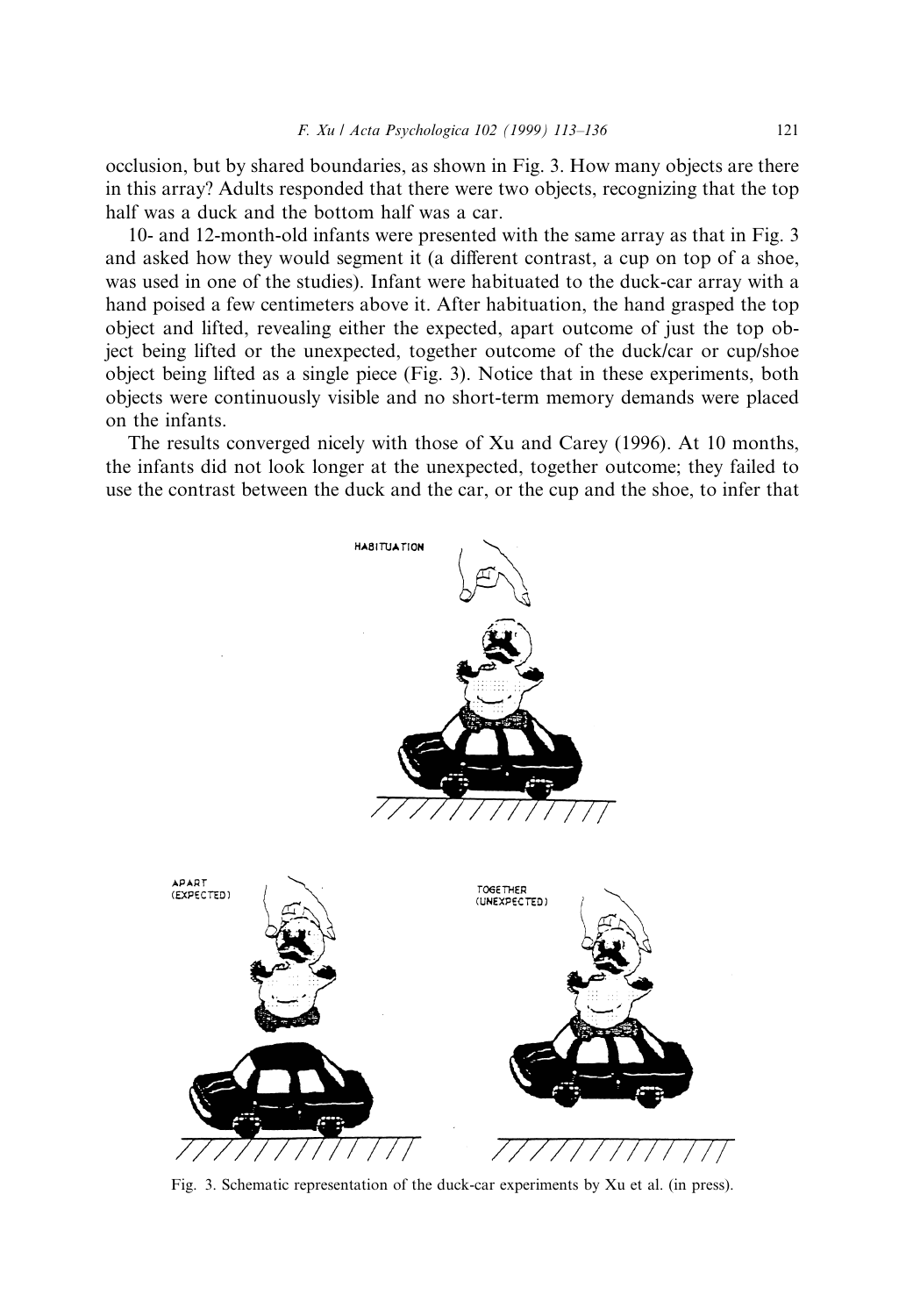occlusion, but by shared boundaries, as shown in Fig. 3. How many objects are there in this array? Adults responded that there were two objects, recognizing that the top half was a duck and the bottom half was a car.

10- and 12-month-old infants were presented with the same array as that in Fig. 3 and asked how they would segment it (a different contrast, a cup on top of a shoe, was used in one of the studies). Infant were habituated to the duck-car array with a hand poised a few centimeters above it. After habituation, the hand grasped the top object and lifted, revealing either the expected, apart outcome of just the top object being lifted or the unexpected, together outcome of the duck/car or cup/shoe object being lifted as a single piece (Fig. 3). Notice that in these experiments, both objects were continuously visible and no short-term memory demands were placed on the infants.

The results converged nicely with those of Xu and Carey (1996). At 10 months, the infants did not look longer at the unexpected, together outcome; they failed to use the contrast between the duck and the car, or the cup and the shoe, to infer that

Fig. 3. Schematic representation of the duck-car experiments by Xu et al. (in press).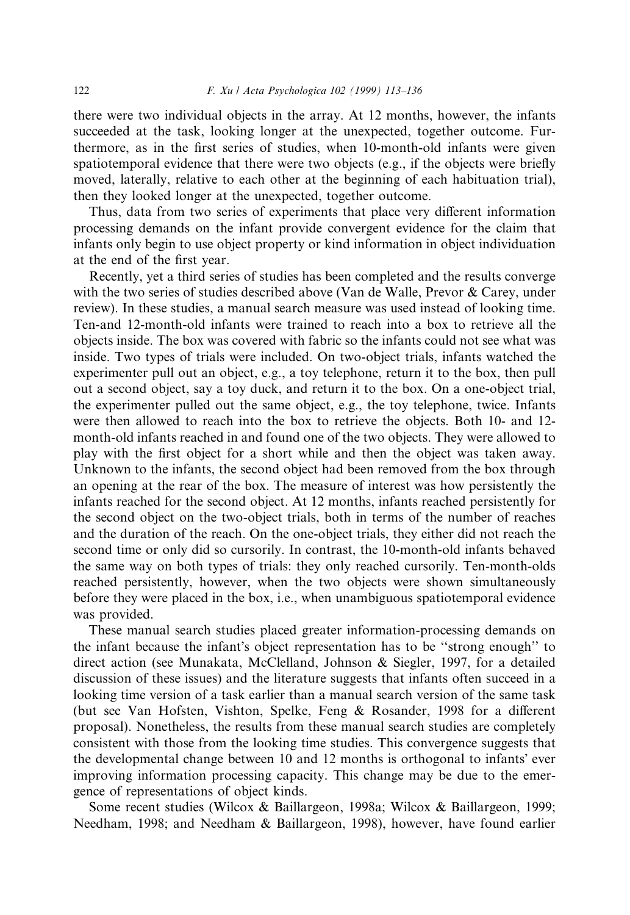there were two individual objects in the array. At 12 months, however, the infants succeeded at the task, looking longer at the unexpected, together outcome. Furthermore, as in the first series of studies, when 10-month-old infants were given spatiotemporal evidence that there were two objects (e.g., if the objects were briefly moved, laterally, relative to each other at the beginning of each habituation trial), then they looked longer at the unexpected, together outcome.

Thus, data from two series of experiments that place very different information processing demands on the infant provide convergent evidence for the claim that infants only begin to use object property or kind information in object individuation at the end of the first year.

Recently, yet a third series of studies has been completed and the results converge with the two series of studies described above (Van de Walle, Prevor & Carey, under review). In these studies, a manual search measure was used instead of looking time. Ten-and 12-month-old infants were trained to reach into a box to retrieve all the objects inside. The box was covered with fabric so the infants could not see what was inside. Two types of trials were included. On two-object trials, infants watched the experimenter pull out an object, e.g., a toy telephone, return it to the box, then pull out a second object, say a toy duck, and return it to the box. On a one-object trial, the experimenter pulled out the same object, e.g., the toy telephone, twice. Infants were then allowed to reach into the box to retrieve the objects. Both 10- and 12-month-old infants reached in and found one of the two objects. They were allowed to play with the first object for a short while and then the object was taken away. Unknown to the infants, the second object had been removed from the box through an opening at the rear of the box. The measure of interest was how persistently the infants reached for the second object. At 12 months, infants reached persistently for the second object on the two-object trials, both in terms of the number of reaches and the duration of the reach. On the one-object trials, they either did not reach the second time or only did so cursorily. In contrast, the 10-month-old infants behaved the same way on both types of trials: they only reached cursorily. Ten-month-olds reached persistently, however, when the two objects were shown simultaneously before they were placed in the box, i.e., when unambiguous spatiotemporal evidence was provided.

These manual search studies placed greater information-processing demands on the infant because the infant's object representation has to be "strong enough" to direct action (see Munakata, McClelland, Johnson & Siegler, 1997, for a detailed discussion of these issues) and the literature suggests that infants often succeed in a looking time version of a task earlier than a manual search version of the same task (but see Van Hofsten, Vishton, Spelke, Feng & Rosander, 1998 for a different proposal). Nonetheless, the results from these manual search studies are completely consistent with those from the looking time studies. This convergence suggests that the developmental change between 10 and 12 months is orthogonal to infants' ever improving information processing capacity. This change may be due to the emergence of representations of object kinds.

Some recent studies (Wilcox & Baillargeon, 1998a; Wilcox & Baillargeon, 1999; Needham, 1998; and Needham & Baillargeon, 1998), however, have found earlier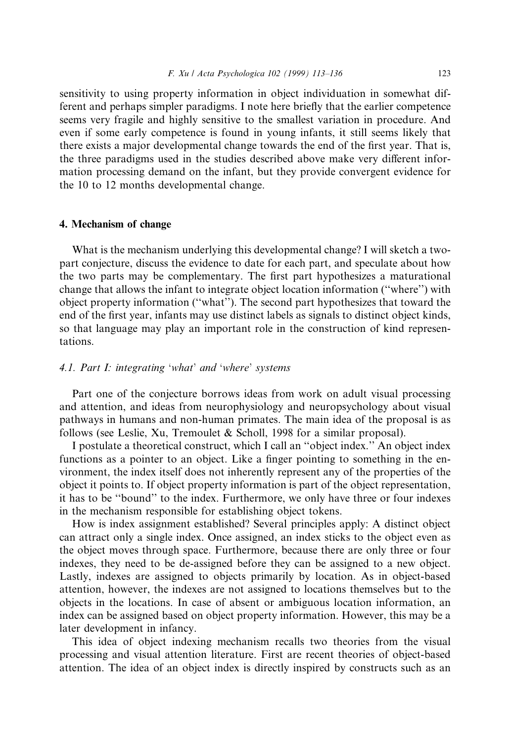sensitivity to using property information in object individuation in somewhat different and perhaps simpler paradigms. I note here briefly that the earlier competence seems very fragile and highly sensitive to the smallest variation in procedure. And even if some early competence is found in young infants, it still seems likely that there exists a major developmental change towards the end of the first year. That is, the three paradigms used in the studies described above make very different information processing demand on the infant, but they provide convergent evidence for the 10 to 12 months developmental change.

## 4. Mechanism of change

What is the mechanism underlying this developmental change? I will sketch a two-part conjecture, discuss the evidence to date for each part, and speculate about how the two parts may be complementary. The first part hypothesizes a maturational change that allows the infant to integrate object location information (''where'') with object property information (''what''). The second part hypothesizes that toward the end of the first year, infants may use distinct labels as signals to distinct object kinds, so that language may play an important role in the construction of kind representations.

### 4.1. Part I: integrating 'what' and 'where' systems

Part one of the conjecture borrows ideas from work on adult visual processing and attention, and ideas from neurophysiology and neuropsychology about visual pathways in humans and non-human primates. The main idea of the proposal is as follows (see Leslie, Xu, Tremoulet & Scholl, 1998 for a similar proposal).

I postulate a theoretical construct, which I call an ''object index.'' An object index functions as a pointer to an object. Like a finger pointing to something in the environment, the index itself does not inherently represent any of the properties of the object it points to. If object property information is part of the object representation, it has to be ''bound'' to the index. Furthermore, we only have three or four indexes in the mechanism responsible for establishing object tokens.

How is index assignment established? Several principles apply: A distinct object can attract only a single index. Once assigned, an index sticks to the object even as the object moves through space. Furthermore, because there are only three or four indexes, they need to be de-assigned before they can be assigned to a new object. Lastly, indexes are assigned to objects primarily by location. As in object-based attention, however, the indexes are not assigned to locations themselves but to the objects in the locations. In case of absent or ambiguous location information, an index can be assigned based on object property information. However, this may be a later development in infancy.

This idea of object indexing mechanism recalls two theories from the visual processing and visual attention literature. First are recent theories of object-based attention. The idea of an object index is directly inspired by constructs such as an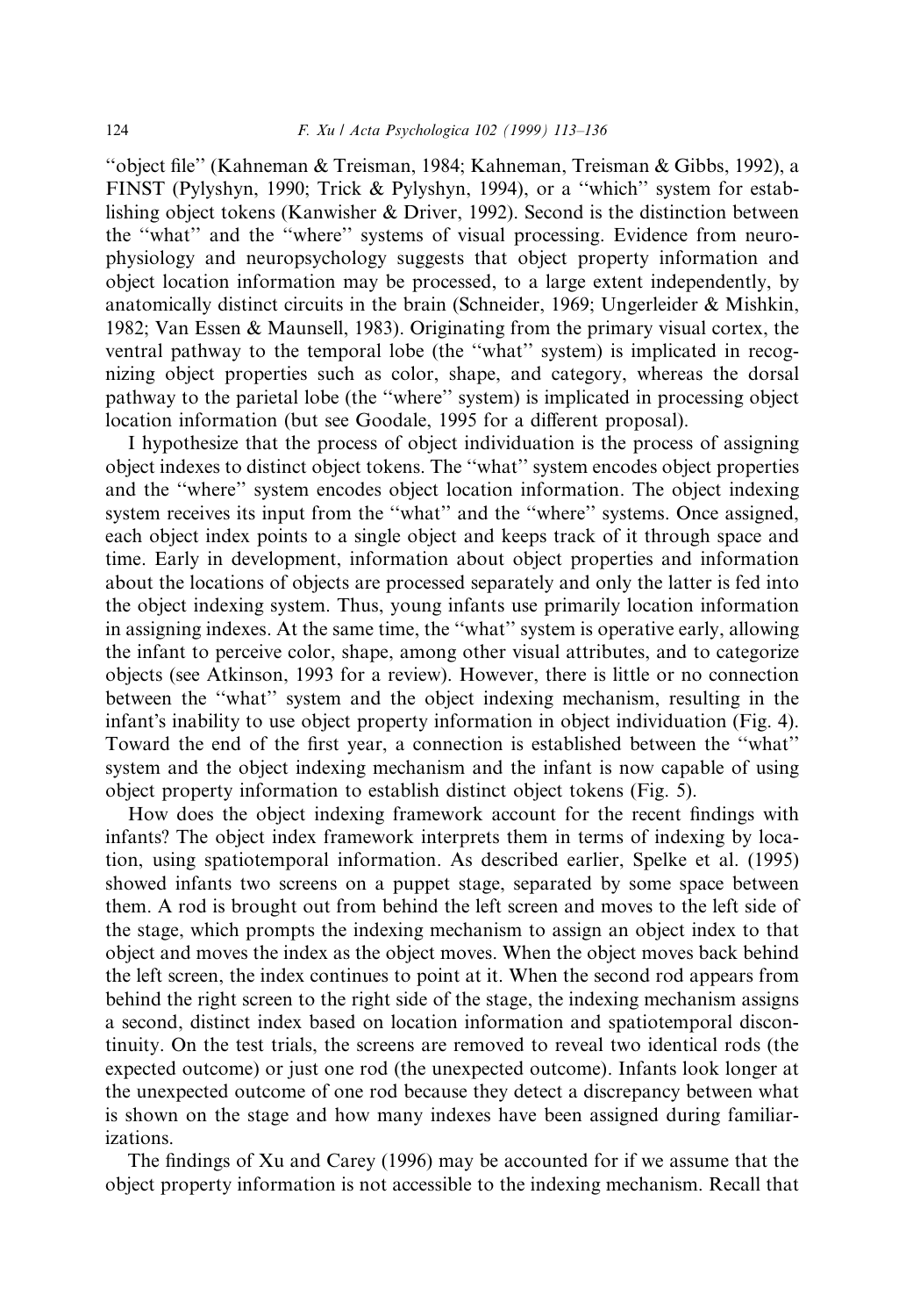"object file" (Kahneman & Treisman, 1984; Kahneman, Treisman & Gibbs, 1992), a FINST (Pylyshyn, 1990; Trick & Pylyshyn, 1994), or a "which" system for establishing object tokens (Kanwisher & Driver, 1992). Second is the distinction between the "what" and the "where" systems of visual processing. Evidence from neurophysiology and neuropsychology suggests that object property information and object location information may be processed, to a large extent independently, by anatomically distinct circuits in the brain (Schneider, 1969; Ungerleider & Mishkin, 1982; Van Essen & Maunsell, 1983). Originating from the primary visual cortex, the ventral pathway to the temporal lobe (the "what" system) is implicated in recognizing object properties such as color, shape, and category, whereas the dorsal pathway to the parietal lobe (the "where" system) is implicated in processing object location information (but see Goodale, 1995 for a different proposal).

I hypothesize that the process of object individuation is the process of assigning object indexes to distinct object tokens. The "what" system encodes object properties and the "where" system encodes object location information. The object indexing system receives its input from the "what" and the "where" systems. Once assigned, each object index points to a single object and keeps track of it through space and time. Early in development, information about object properties and information about the locations of objects are processed separately and only the latter is fed into the object indexing system. Thus, young infants use primarily location information in assigning indexes. At the same time, the "what" system is operative early, allowing the infant to perceive color, shape, among other visual attributes, and to categorize objects (see Atkinson, 1993 for a review). However, there is little or no connection between the "what" system and the object indexing mechanism, resulting in the infant's inability to use object property information in object individuation (Fig. 4). Toward the end of the first year, a connection is established between the "what" system and the object indexing mechanism and the infant is now capable of using object property information to establish distinct object tokens (Fig. 5).

How does the object indexing framework account for the recent findings with infants? The object index framework interprets them in terms of indexing by location, using spatiotemporal information. As described earlier, Spelke et al. (1995) showed infants two screens on a puppet stage, separated by some space between them. A rod is brought out from behind the left screen and moves to the left side of the stage, which prompts the indexing mechanism to assign an object index to that object and moves the index as the object moves. When the object moves back behind the left screen, the index continues to point at it. When the second rod appears from behind the right screen to the right side of the stage, the indexing mechanism assigns a second, distinct index based on location information and spatiotemporal discontinuity. On the test trials, the screens are removed to reveal two identical rods (the expected outcome) or just one rod (the unexpected outcome). Infants look longer at the unexpected outcome of one rod because they detect a discrepancy between what is shown on the stage and how many indexes have been assigned during familiarizations.

The findings of Xu and Carey (1996) may be accounted for if we assume that the object property information is not accessible to the indexing mechanism. Recall that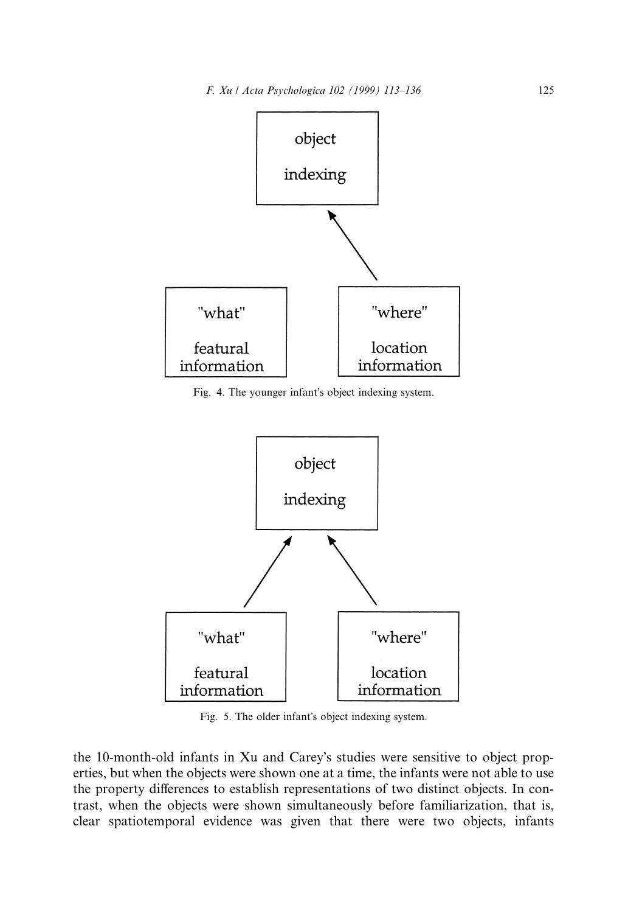object

indexing

"what"

featural information

"where"

location information

Fig. 4. The younger infant's object indexing system.

object

indexing

"what"

featural information

"where"

location information

Fig. 5. The older infant's object indexing system.

the 10-month-old infants in Xu and Carey's studies were sensitive to object properties, but when the objects were shown one at a time, the infants were not able to use the property differences to establish representations of two distinct objects. In contrast, when the objects were shown simultaneously before familiarization, that is, clear spatiotemporal evidence was given that there were two objects, infants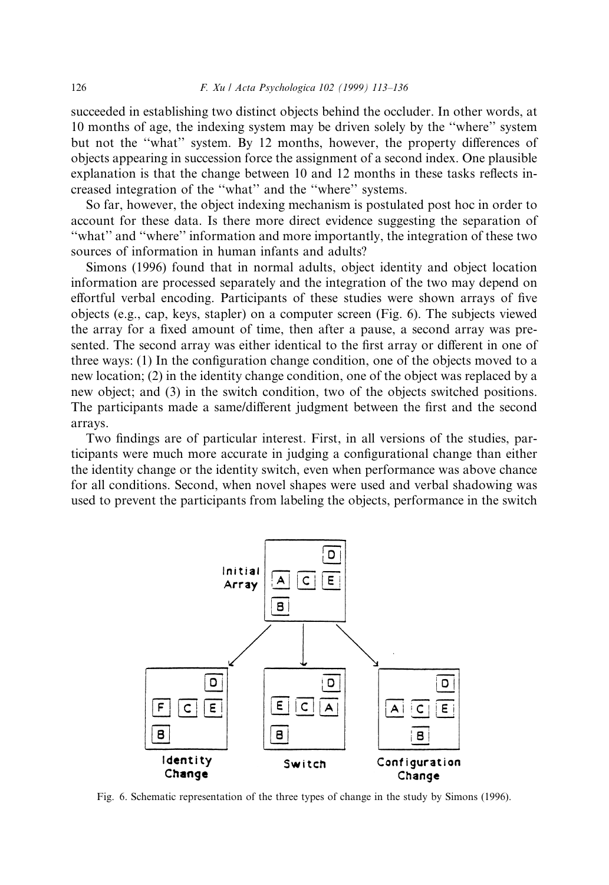succeeded in establishing two distinct objects behind the occluder. In other words, at 10 months of age, the indexing system may be driven solely by the "where" system but not the "what" system. By 12 months, however, the property differences of objects appearing in succession force the assignment of a second index. One plausible explanation is that the change between 10 and 12 months in these tasks reflects increased integration of the "what" and the "where" systems.

So far, however, the object indexing mechanism is postulated post hoc in order to account for these data. Is there more direct evidence suggesting the separation of "what" and "where" information and more importantly, the integration of these two sources of information in human infants and adults?

Simons (1996) found that in normal adults, object identity and object location information are processed separately and the integration of the two may depend on effortful verbal encoding. Participants of these studies were shown arrays of five objects (e.g., cap, keys, stapler) on a computer screen (Fig. 6). The subjects viewed the array for a fixed amount of time, then after a pause, a second array was presented. The second array was either identical to the first array or different in one of three ways: (1) In the configuration change condition, one of the objects moved to a new location; (2) in the identity change condition, one of the object was replaced by a new object; and (3) in the switch condition, two of the objects switched positions. The participants made a same/different judgment between the first and the second arrays.

Two findings are of particular interest. First, in all versions of the studies, participants were much more accurate in judging a configurational change than either the identity change or the identity switch, even when performance was above chance for all conditions. Second, when novel shapes were used and verbal shadowing was used to prevent the participants from labeling the objects, performance in the switch

Fig. 6. Schematic representation of the three types of change in the study by Simons (1996).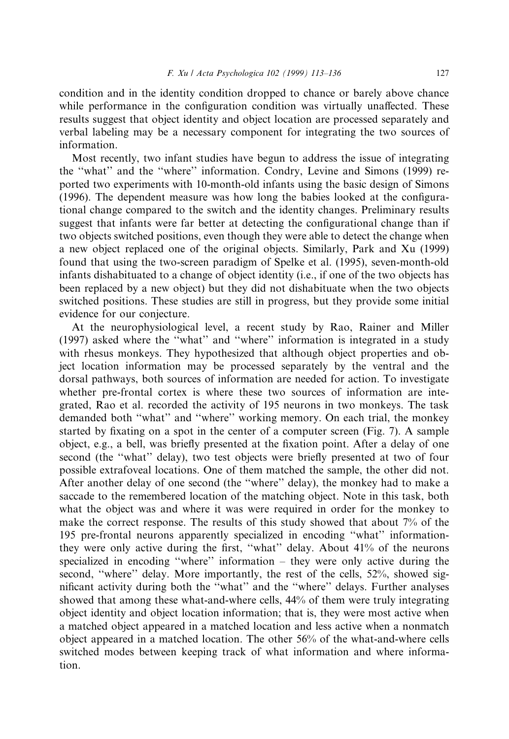condition and in the identity condition dropped to chance or barely above chance while performance in the configuration condition was virtually unaffected. These results suggest that object identity and object location are processed separately and verbal labeling may be a necessary component for integrating the two sources of information.

Most recently, two infant studies have begun to address the issue of integrating the "what" and the "where" information. Condry, Levine and Simons (1999) reported two experiments with 10-month-old infants using the basic design of Simons (1996). The dependent measure was how long the babies looked at the configurational change compared to the switch and the identity changes. Preliminary results suggest that infants were far better at detecting the configurational change than if two objects switched positions, even though they were able to detect the change when a new object replaced one of the original objects. Similarly, Park and Xu (1999) found that using the two-screen paradigm of Spelke et al. (1995), seven-month-old infants dishabituated to a change of object identity (i.e., if one of the two objects has been replaced by a new object) but they did not dishabituate when the two objects switched positions. These studies are still in progress, but they provide some initial evidence for our conjecture.

At the neurophysiological level, a recent study by Rao, Rainer and Miller (1997) asked where the "what" and "where" information is integrated in a study with rhesus monkeys. They hypothesized that although object properties and object location information may be processed separately by the ventral and the dorsal pathways, both sources of information are needed for action. To investigate whether pre-frontal cortex is where these two sources of information are integrated, Rao et al. recorded the activity of 195 neurons in two monkeys. The task demanded both "what" and "where" working memory. On each trial, the monkey started by fixating on a spot in the center of a computer screen (Fig. 7). A sample object, e.g., a bell, was briefly presented at the fixation point. After a delay of one second (the "what" delay), two test objects were briefly presented at two of four possible extrafoveal locations. One of them matched the sample, the other did not. After another delay of one second (the "where" delay), the monkey had to make a saccade to the remembered location of the matching object. Note in this task, both what the object was and where it was were required in order for the monkey to make the correct response. The results of this study showed that about 7% of the 195 pre-frontal neurons apparently specialized in encoding "what" information-they were only active during the first, "what" delay. About 41% of the neurons specialized in encoding "where" information – they were only active during the second, "where" delay. More importantly, the rest of the cells, 52%, showed significant activity during both the "what" and the "where" delays. Further analyses showed that among these what-and-where cells, 44% of them were truly integrating object identity and object location information; that is, they were most active when a matched object appeared in a matched location and less active when a nonmatch object appeared in a matched location. The other 56% of the what-and-where cells switched modes between keeping track of what information and where information.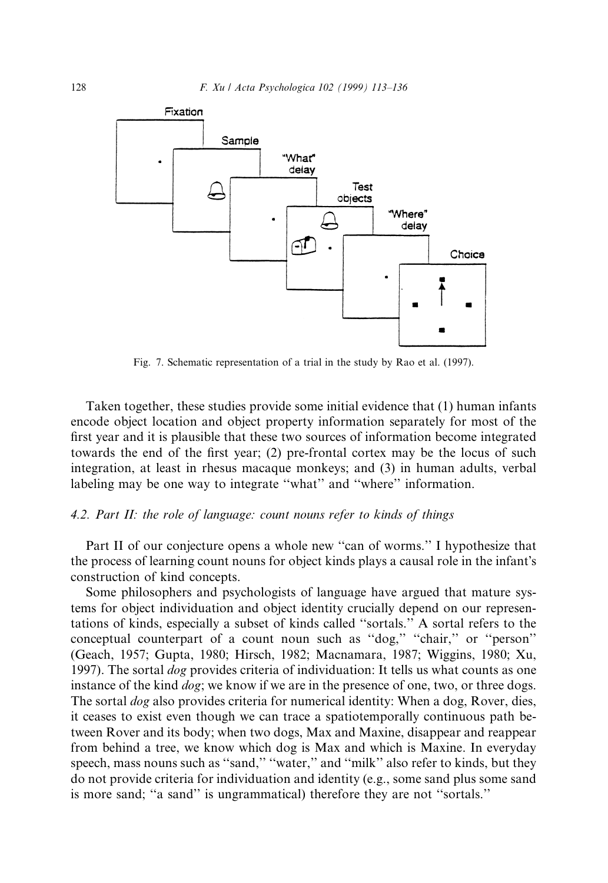Fig. 7. Schematic representation of a trial in the study by Rao et al. (1997).

Taken together, these studies provide some initial evidence that (1) human infants encode object location and object property information separately for most of the first year and it is plausible that these two sources of information become integrated towards the end of the first year; (2) pre-frontal cortex may be the locus of such integration, at least in rhesus macaque monkeys; and (3) in human adults, verbal labeling may be one way to integrate "what" and "where" information.

### 4.2. Part II: the role of language: count nouns refer to kinds of things

Part II of our conjecture opens a whole new "can of worms." I hypothesize that the process of learning count nouns for object kinds plays a causal role in the infant's construction of kind concepts.

Some philosophers and psychologists of language have argued that mature systems for object individuation and object identity crucially depend on our representations of kinds, especially a subset of kinds called "sortals." A sortal refers to the conceptual counterpart of a count noun such as "dog," "chair," or "person" (Geach, 1957; Gupta, 1980; Hirsch, 1982; Macnamara, 1987; Wiggins, 1980; Xu, 1997). The sortal *dog* provides criteria of individuation: It tells us what counts as one instance of the kind *dog*; we know if we are in the presence of one, two, or three dogs. The sortal *dog* also provides criteria for numerical identity: When a dog, Rover, dies, it ceases to exist even though we can trace a spatiotemporally continuous path between Rover and its body; when two dogs, Max and Maxine, disappear and reappear from behind a tree, we know which dog is Max and which is Maxine. In everyday speech, mass nouns such as "sand," "water," and "milk" also refer to kinds, but they do not provide criteria for individuation and identity (e.g., some sand plus some sand is more sand; "a sand" is ungrammatical) therefore they are not "sortals."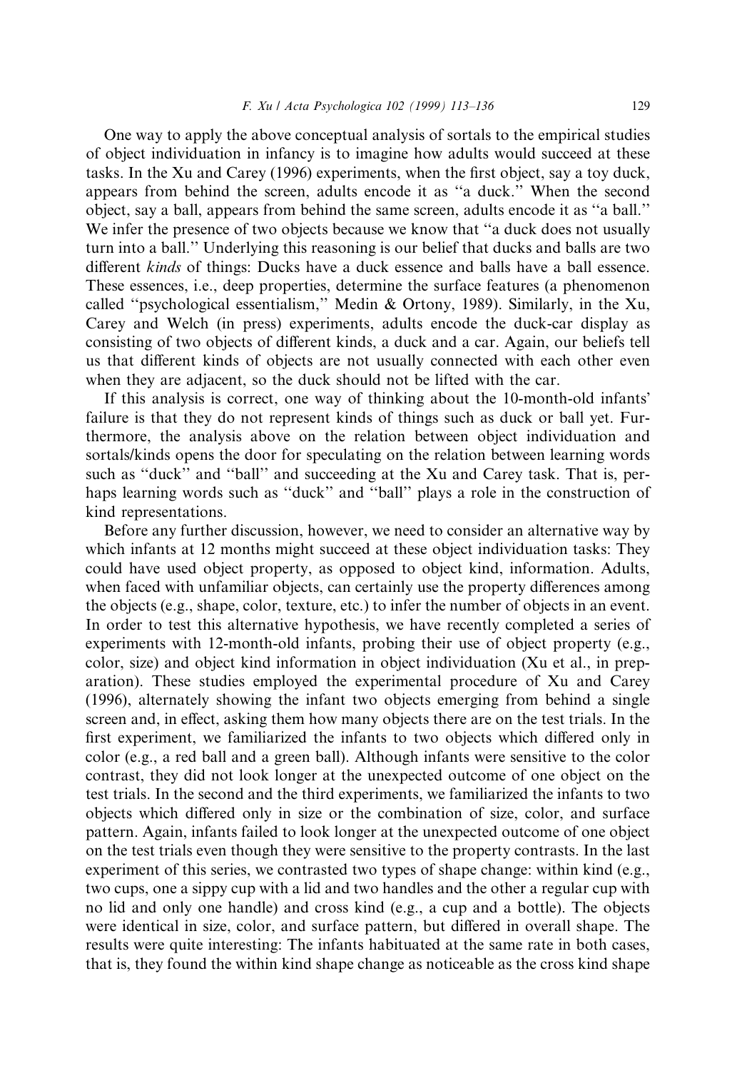One way to apply the above conceptual analysis of sortals to the empirical studies of object individuation in infancy is to imagine how adults would succeed at these tasks. In the Xu and Carey (1996) experiments, when the first object, say a toy duck, appears from behind the screen, adults encode it as "a duck." When the second object, say a ball, appears from behind the same screen, adults encode it as "a ball." We infer the presence of two objects because we know that "a duck does not usually turn into a ball." Underlying this reasoning is our belief that ducks and balls are two different *kinds* of things: Ducks have a duck essence and balls have a ball essence. These essences, i.e., deep properties, determine the surface features (a phenomenon called "psychological essentialism," Medin & Ortony, 1989). Similarly, in the Xu, Carey and Welch (in press) experiments, adults encode the duck-car display as consisting of two objects of different kinds, a duck and a car. Again, our beliefs tell us that different kinds of objects are not usually connected with each other even when they are adjacent, so the duck should not be lifted with the car.

If this analysis is correct, one way of thinking about the 10-month-old infants' failure is that they do not represent kinds of things such as duck or ball yet. Furthermore, the analysis above on the relation between object individuation and sortals/kinds opens the door for speculating on the relation between learning words such as "duck" and "ball" and succeeding at the Xu and Carey task. That is, perhaps learning words such as "duck" and "ball" plays a role in the construction of kind representations.

Before any further discussion, however, we need to consider an alternative way by which infants at 12 months might succeed at these object individuation tasks: They could have used object property, as opposed to object kind, information. Adults, when faced with unfamiliar objects, can certainly use the property differences among the objects (e.g., shape, color, texture, etc.) to infer the number of objects in an event. In order to test this alternative hypothesis, we have recently completed a series of experiments with 12-month-old infants, probing their use of object property (e.g., color, size) and object kind information in object individuation (Xu et al., in preparation). These studies employed the experimental procedure of Xu and Carey (1996), alternately showing the infant two objects emerging from behind a single screen and, in effect, asking them how many objects there are on the test trials. In the first experiment, we familiarized the infants to two objects which differed only in color (e.g., a red ball and a green ball). Although infants were sensitive to the color contrast, they did not look longer at the unexpected outcome of one object on the test trials. In the second and the third experiments, we familiarized the infants to two objects which differed only in size or the combination of size, color, and surface pattern. Again, infants failed to look longer at the unexpected outcome of one object on the test trials even though they were sensitive to the property contrasts. In the last experiment of this series, we contrasted two types of shape change: within kind (e.g., two cups, one a sippy cup with a lid and two handles and the other a regular cup with no lid and only one handle) and cross kind (e.g., a cup and a bottle). The objects were identical in size, color, and surface pattern, but differed in overall shape. The results were quite interesting: The infants habituated at the same rate in both cases, that is, they found the within kind shape change as noticeable as the cross kind shape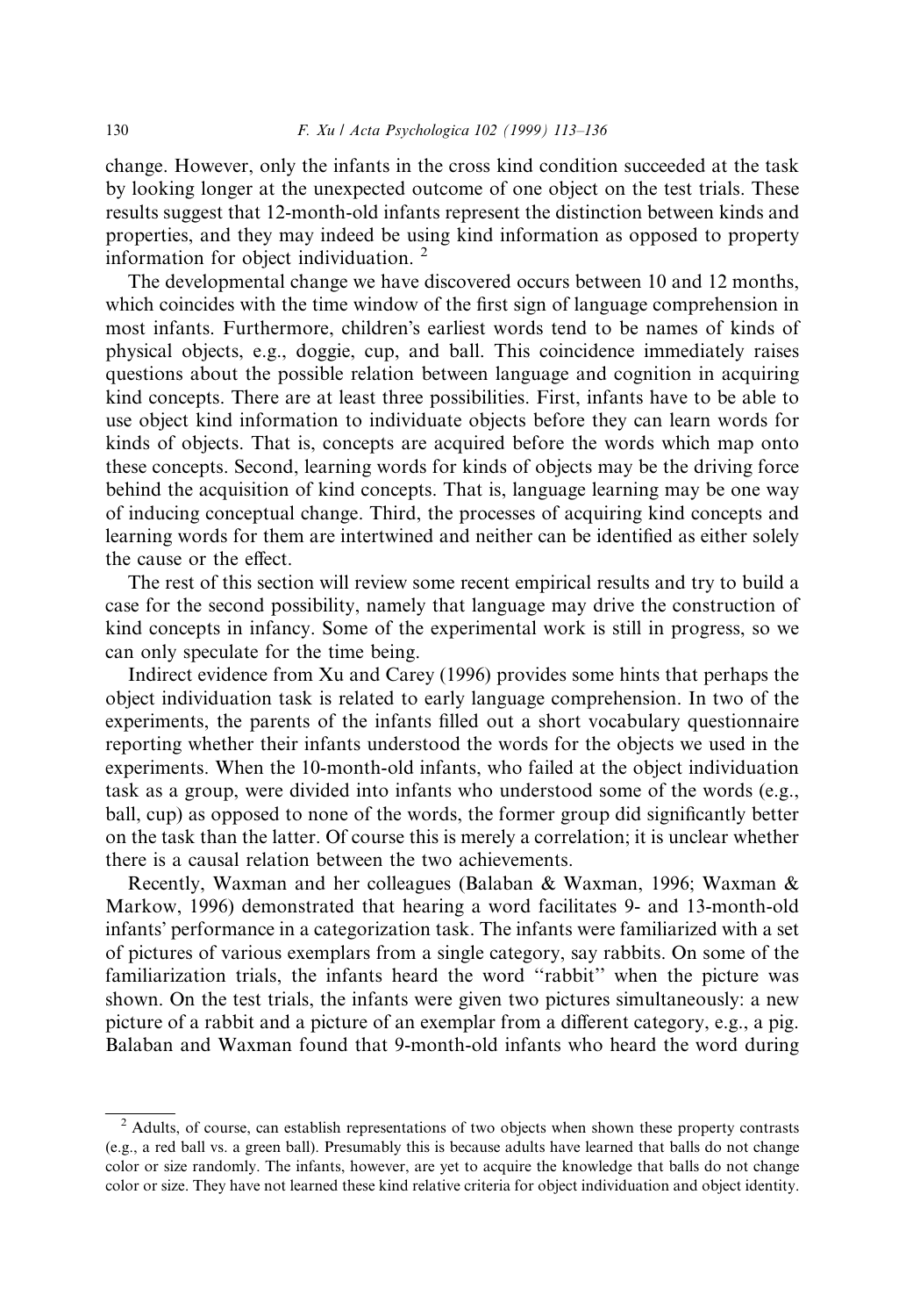change. However, only the infants in the cross kind condition succeeded at the task by looking longer at the unexpected outcome of one object on the test trials. These results suggest that 12-month-old infants represent the distinction between kinds and properties, and they may indeed be using kind information as opposed to property information for object individuation. [2]

The developmental change we have discovered occurs between 10 and 12 months, which coincides with the time window of the first sign of language comprehension in most infants. Furthermore, children's earliest words tend to be names of kinds of physical objects, e.g., doggie, cup, and ball. This coincidence immediately raises questions about the possible relation between language and cognition in acquiring kind concepts. There are at least three possibilities. First, infants have to be able to use object kind information to individuate objects before they can learn words for kinds of objects. That is, concepts are acquired before the words which map onto these concepts. Second, learning words for kinds of objects may be the driving force behind the acquisition of kind concepts. That is, language learning may be one way of inducing conceptual change. Third, the processes of acquiring kind concepts and learning words for them are intertwined and neither can be identified as either solely the cause or the effect.

The rest of this section will review some recent empirical results and try to build a case for the second possibility, namely that language may drive the construction of kind concepts in infancy. Some of the experimental work is still in progress, so we can only speculate for the time being.

Indirect evidence from Xu and Carey (1996) provides some hints that perhaps the object individuation task is related to early language comprehension. In two of the experiments, the parents of the infants filled out a short vocabulary questionnaire reporting whether their infants understood the words for the objects we used in the experiments. When the 10-month-old infants, who failed at the object individuation task as a group, were divided into infants who understood some of the words (e.g., ball, cup) as opposed to none of the words, the former group did significantly better on the task than the latter. Of course this is merely a correlation; it is unclear whether there is a causal relation between the two achievements.

Recently, Waxman and her colleagues (Balaban & Waxman, 1996; Waxman & Markow, 1996) demonstrated that hearing a word facilitates 9- and 13-month-old infants' performance in a categorization task. The infants were familiarized with a set of pictures of various exemplars from a single category, say rabbits. On some of the familiarization trials, the infants heard the word "rabbit" when the picture was shown. On the test trials, the infants were given two pictures simultaneously: a new picture of a rabbit and a picture of an exemplar from a different category, e.g., a pig. Balaban and Waxman found that 9-month-old infants who heard the word during

---

[2] Adults, of course, can establish representations of two objects when shown these property contrasts (e.g., a red ball vs. a green ball). Presumably this is because adults have learned that balls do not change color or size randomly. The infants, however, are yet to acquire the knowledge that balls do not change color or size. They have not learned these kind relative criteria for object individuation and object identity.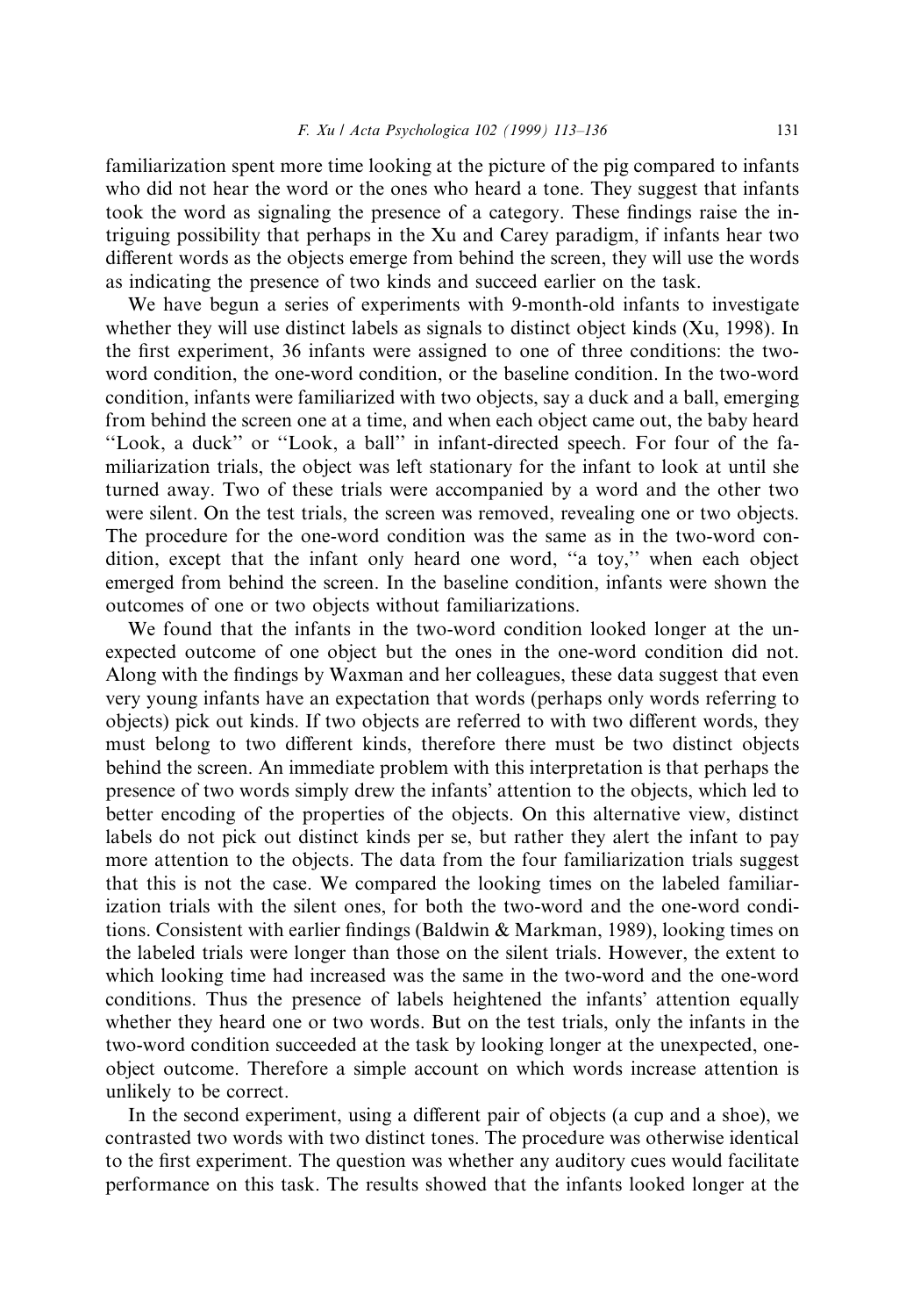familiarization spent more time looking at the picture of the pig compared to infants who did not hear the word or the ones who heard a tone. They suggest that infants took the word as signaling the presence of a category. These findings raise the intriguing possibility that perhaps in the Xu and Carey paradigm, if infants hear two different words as the objects emerge from behind the screen, they will use the words as indicating the presence of two kinds and succeed earlier on the task.

We have begun a series of experiments with 9-month-old infants to investigate whether they will use distinct labels as signals to distinct object kinds (Xu, 1998). In the first experiment, 36 infants were assigned to one of three conditions: the two-word condition, the one-word condition, or the baseline condition. In the two-word condition, infants were familiarized with two objects, say a duck and a ball, emerging from behind the screen one at a time, and when each object came out, the baby heard "Look, a duck" or "Look, a ball" in infant-directed speech. For four of the familiarization trials, the object was left stationary for the infant to look at until she turned away. Two of these trials were accompanied by a word and the other two were silent. On the test trials, the screen was removed, revealing one or two objects. The procedure for the one-word condition was the same as in the two-word condition, except that the infant only heard one word, "a toy," when each object emerged from behind the screen. In the baseline condition, infants were shown the outcomes of one or two objects without familiarizations.

We found that the infants in the two-word condition looked longer at the unexpected outcome of one object but the ones in the one-word condition did not. Along with the findings by Waxman and her colleagues, these data suggest that even very young infants have an expectation that words (perhaps only words referring to objects) pick out kinds. If two objects are referred to with two different words, they must belong to two different kinds, therefore there must be two distinct objects behind the screen. An immediate problem with this interpretation is that perhaps the presence of two words simply drew the infants' attention to the objects, which led to better encoding of the properties of the objects. On this alternative view, distinct labels do not pick out distinct kinds per se, but rather they alert the infant to pay more attention to the objects. The data from the four familiarization trials suggest that this is not the case. We compared the looking times on the labeled familiarization trials with the silent ones, for both the two-word and the one-word conditions. Consistent with earlier findings (Baldwin & Markman, 1989), looking times on the labeled trials were longer than those on the silent trials. However, the extent to which looking time had increased was the same in the two-word and the one-word conditions. Thus the presence of labels heightened the infants' attention equally whether they heard one or two words. But on the test trials, only the infants in the two-word condition succeeded at the task by looking longer at the unexpected, one-object outcome. Therefore a simple account on which words increase attention is unlikely to be correct.

In the second experiment, using a different pair of objects (a cup and a shoe), we contrasted two words with two distinct tones. The procedure was otherwise identical to the first experiment. The question was whether any auditory cues would facilitate performance on this task. The results showed that the infants looked longer at the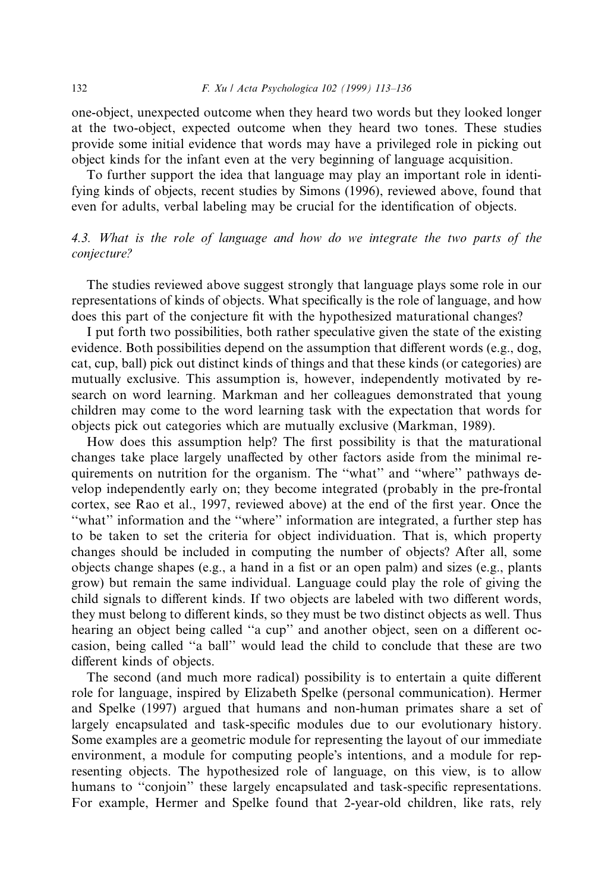one-object, unexpected outcome when they heard two words but they looked longer at the two-object, expected outcome when they heard two tones. These studies provide some initial evidence that words may have a privileged role in picking out object kinds for the infant even at the very beginning of language acquisition.

To further support the idea that language may play an important role in identifying kinds of objects, recent studies by Simons (1996), reviewed above, found that even for adults, verbal labeling may be crucial for the identification of objects.

### 4.3. *What is the role of language and how do we integrate the two parts of the conjecture?*

The studies reviewed above suggest strongly that language plays some role in our representations of kinds of objects. What specifically is the role of language, and how does this part of the conjecture fit with the hypothesized maturational changes?

I put forth two possibilities, both rather speculative given the state of the existing evidence. Both possibilities depend on the assumption that different words (e.g., dog, cat, cup, ball) pick out distinct kinds of things and that these kinds (or categories) are mutually exclusive. This assumption is, however, independently motivated by research on word learning. Markman and her colleagues demonstrated that young children may come to the word learning task with the expectation that words for objects pick out categories which are mutually exclusive (Markman, 1989).

How does this assumption help? The first possibility is that the maturational changes take place largely unaffected by other factors aside from the minimal requirements on nutrition for the organism. The "what" and "where" pathways develop independently early on; they become integrated (probably in the pre-frontal cortex, see Rao et al., 1997, reviewed above) at the end of the first year. Once the "what" information and the "where" information are integrated, a further step has to be taken to set the criteria for object individuation. That is, which property changes should be included in computing the number of objects? After all, some objects change shapes (e.g., a hand in a fist or an open palm) and sizes (e.g., plants grow) but remain the same individual. Language could play the role of giving the child signals to different kinds. If two objects are labeled with two different words, they must belong to different kinds, so they must be two distinct objects as well. Thus hearing an object being called "a cup" and another object, seen on a different occasion, being called "a ball" would lead the child to conclude that these are two different kinds of objects.

The second (and much more radical) possibility is to entertain a quite different role for language, inspired by Elizabeth Spelke (personal communication). Hermer and Spelke (1997) argued that humans and non-human primates share a set of largely encapsulated and task-specific modules due to our evolutionary history. Some examples are a geometric module for representing the layout of our immediate environment, a module for computing people's intentions, and a module for representing objects. The hypothesized role of language, on this view, is to allow humans to "conjoin" these largely encapsulated and task-specific representations. For example, Hermer and Spelke found that 2-year-old children, like rats, rely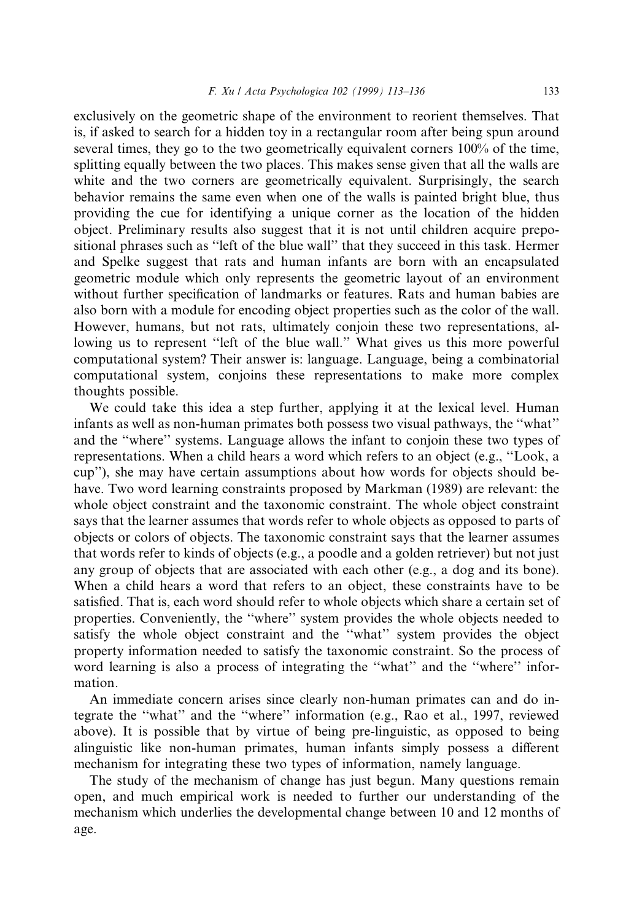exclusively on the geometric shape of the environment to reorient themselves. That is, if asked to search for a hidden toy in a rectangular room after being spun around several times, they go to the two geometrically equivalent corners 100% of the time, splitting equally between the two places. This makes sense given that all the walls are white and the two corners are geometrically equivalent. Surprisingly, the search behavior remains the same even when one of the walls is painted bright blue, thus providing the cue for identifying a unique corner as the location of the hidden object. Preliminary results also suggest that it is not until children acquire prepositional phrases such as "left of the blue wall" that they succeed in this task. Hermer and Spelke suggest that rats and human infants are born with an encapsulated geometric module which only represents the geometric layout of an environment without further specification of landmarks or features. Rats and human babies are also born with a module for encoding object properties such as the color of the wall. However, humans, but not rats, ultimately conjoin these two representations, allowing us to represent "left of the blue wall." What gives us this more powerful computational system? Their answer is: language. Language, being a combinatorial computational system, conjoins these representations to make more complex thoughts possible.

We could take this idea a step further, applying it at the lexical level. Human infants as well as non-human primates both possess two visual pathways, the "what" and the "where" systems. Language allows the infant to conjoin these two types of representations. When a child hears a word which refers to an object (e.g., "Look, a cup"), she may have certain assumptions about how words for objects should behave. Two word learning constraints proposed by Markman (1989) are relevant: the whole object constraint and the taxonomic constraint. The whole object constraint says that the learner assumes that words refer to whole objects as opposed to parts of objects or colors of objects. The taxonomic constraint says that the learner assumes that words refer to kinds of objects (e.g., a poodle and a golden retriever) but not just any group of objects that are associated with each other (e.g., a dog and its bone). When a child hears a word that refers to an object, these constraints have to be satisfied. That is, each word should refer to whole objects which share a certain set of properties. Conveniently, the "where" system provides the whole objects needed to satisfy the whole object constraint and the "what" system provides the object property information needed to satisfy the taxonomic constraint. So the process of word learning is also a process of integrating the "what" and the "where" information.

An immediate concern arises since clearly non-human primates can and do integrate the "what" and the "where" information (e.g., Rao et al., 1997, reviewed above). It is possible that by virtue of being pre-linguistic, as opposed to being alinguistic like non-human primates, human infants simply possess a different mechanism for integrating these two types of information, namely language.

The study of the mechanism of change has just begun. Many questions remain open, and much empirical work is needed to further our understanding of the mechanism which underlies the developmental change between 10 and 12 months of age.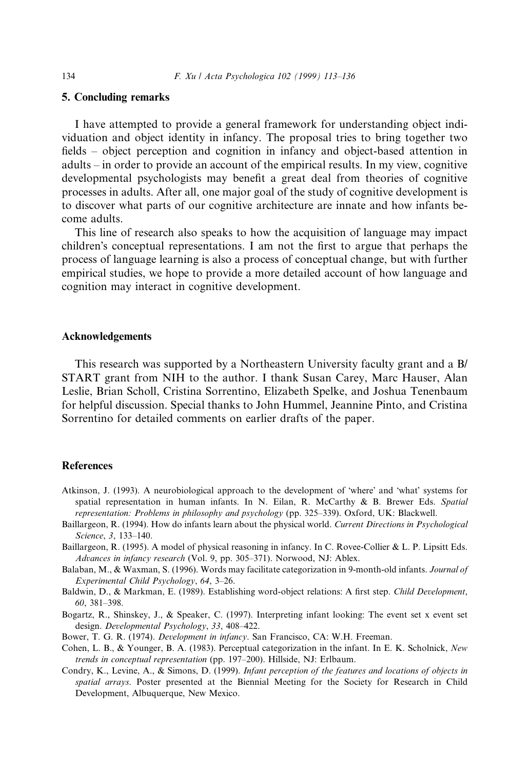## 5. Concluding remarks

I have attempted to provide a general framework for understanding object individuation and object identity in infancy. The proposal tries to bring together two fields – object perception and cognition in infancy and object-based attention in adults – in order to provide an account of the empirical results. In my view, cognitive developmental psychologists may benefit a great deal from theories of cognitive processes in adults. After all, one major goal of the study of cognitive development is to discover what parts of our cognitive architecture are innate and how infants become adults.

This line of research also speaks to how the acquisition of language may impact children's conceptual representations. I am not the first to argue that perhaps the process of language learning is also a process of conceptual change, but with further empirical studies, we hope to provide a more detailed account of how language and cognition may interact in cognitive development.

## Acknowledgements

This research was supported by a Northeastern University faculty grant and a B/START grant from NIH to the author. I thank Susan Carey, Marc Hauser, Alan Leslie, Brian Scholl, Cristina Sorrentino, Elizabeth Spelke, and Joshua Tenenbaum for helpful discussion. Special thanks to John Hummel, Jeannine Pinto, and Cristina Sorrentino for detailed comments on earlier drafts of the paper.

## References

Atkinson, J. (1993). A neurobiological approach to the development of 'where' and 'what' systems for spatial representation in human infants. In N. Eilan, R. McCarthy & B. Brewer Eds. *Spatial representation: Problems in philosophy and psychology* (pp. 325–339). Oxford, UK: Blackwell.

Baillargeon, R. (1994). How do infants learn about the physical world. *Current Directions in Psychological Science*, *3*, 133–140.

Baillargeon, R. (1995). A model of physical reasoning in infancy. In C. Rovee-Collier & L. P. Lipsitt Eds. *Advances in infancy research* (Vol. 9, pp. 305–371). Norwood, NJ: Ablex.

Balaban, M., & Waxman, S. (1996). Words may facilitate categorization in 9-month-old infants. *Journal of Experimental Child Psychology*, *64*, 3–26.

Baldwin, D., & Markman, E. (1989). Establishing word-object relations: A first step. *Child Development*, *60*, 381–398.

Bogartz, R., Shinskey, J., & Speaker, C. (1997). Interpreting infant looking: The event set x event set design. *Developmental Psychology*, *33*, 408–422.

Bower, T. G. R. (1974). *Development in infancy*. San Francisco, CA: W.H. Freeman.

Cohen, L. B., & Younger, B. A. (1983). Perceptual categorization in the infant. In E. K. Scholnick, *New trends in conceptual representation* (pp. 197–200). Hillside, NJ: Erlbaum.

Condry, K., Levine, A., & Simons, D. (1999). *Infant perception of the features and locations of objects in spatial arrays*. Poster presented at the Biennial Meeting for the Society for Research in Child Development, Albuquerque, New Mexico.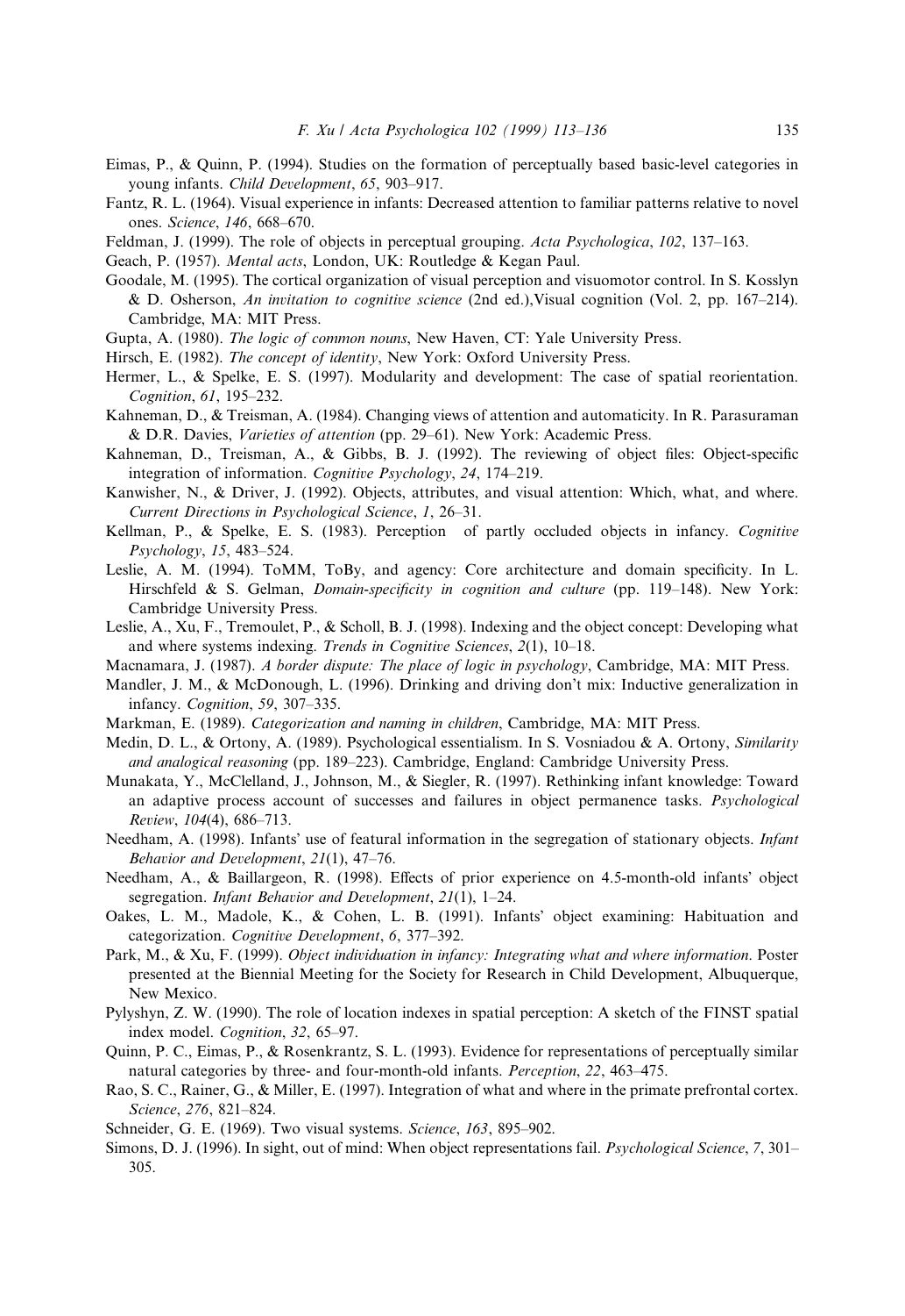Eimas, P., & Quinn, P. (1994). Studies on the formation of perceptually based basic-level categories in young infants. *Child Development*, *65*, 903–917.

Fantz, R. L. (1964). Visual experience in infants: Decreased attention to familiar patterns relative to novel ones. *Science*, *146*, 668–670.

Feldman, J. (1999). The role of objects in perceptual grouping. *Acta Psychologica*, *102*, 137–163.

Geach, P. (1957). *Mental acts*, London, UK: Routledge & Kegan Paul.

Goodale, M. (1995). The cortical organization of visual perception and visuomotor control. In S. Kosslyn & D. Osherson, *An invitation to cognitive science* (2nd ed.),Visual cognition (Vol. 2, pp. 167–214). Cambridge, MA: MIT Press.

Gupta, A. (1980). *The logic of common nouns*, New Haven, CT: Yale University Press.

Hirsch, E. (1982). *The concept of identity*, New York: Oxford University Press.

Hermer, L., & Spelke, E. S. (1997). Modularity and development: The case of spatial reorientation. *Cognition*, *61*, 195–232.

Kahneman, D., & Treisman, A. (1984). Changing views of attention and automaticity. In R. Parasuraman & D.R. Davies, *Varieties of attention* (pp. 29–61). New York: Academic Press.

Kahneman, D., Treisman, A., & Gibbs, B. J. (1992). The reviewing of object files: Object-specific integration of information. *Cognitive Psychology*, *24*, 174–219.

Kanwisher, N., & Driver, J. (1992). Objects, attributes, and visual attention: Which, what, and where. *Current Directions in Psychological Science*, *1*, 26–31.

Kellman, P., & Spelke, E. S. (1983). Perception of partly occluded objects in infancy. *Cognitive Psychology*, *15*, 483–524.

Leslie, A. M. (1994). ToMM, ToBy, and agency: Core architecture and domain specificity. In L. Hirschfeld & S. Gelman, *Domain-specificity in cognition and culture* (pp. 119–148). New York: Cambridge University Press.

Leslie, A., Xu, F., Tremoulet, P., & Scholl, B. J. (1998). Indexing and the object concept: Developing what and where systems indexing. *Trends in Cognitive Sciences*, *2*(1), 10–18.

Macnamara, J. (1987). *A border dispute: The place of logic in psychology*, Cambridge, MA: MIT Press.

Mandler, J. M., & McDonough, L. (1996). Drinking and driving don't mix: Inductive generalization in infancy. *Cognition*, *59*, 307–335.

Markman, E. (1989). *Categorization and naming in children*, Cambridge, MA: MIT Press.

Medin, D. L., & Ortony, A. (1989). Psychological essentialism. In S. Vosniadou & A. Ortony, *Similarity and analogical reasoning* (pp. 189–223). Cambridge, England: Cambridge University Press.

Munakata, Y., McClelland, J., Johnson, M., & Siegler, R. (1997). Rethinking infant knowledge: Toward an adaptive process account of successes and failures in object permanence tasks. *Psychological Review*, *104*(4), 686–713.

Needham, A. (1998). Infants' use of featural information in the segregation of stationary objects. *Infant Behavior and Development*, *21*(1), 47–76.

Needham, A., & Baillargeon, R. (1998). Effects of prior experience on 4.5-month-old infants' object segregation. *Infant Behavior and Development*, *21*(1), 1–24.

Oakes, L. M., Madole, K., & Cohen, L. B. (1991). Infants' object examining: Habituation and categorization. *Cognitive Development*, *6*, 377–392.

Park, M., & Xu, F. (1999). *Object individuation in infancy: Integrating what and where information*. Poster presented at the Biennial Meeting for the Society for Research in Child Development, Albuquerque, New Mexico.

Pylyshyn, Z. W. (1990). The role of location indexes in spatial perception: A sketch of the FINST spatial index model. *Cognition*, *32*, 65–97.

Quinn, P. C., Eimas, P., & Rosenkrantz, S. L. (1993). Evidence for representations of perceptually similar natural categories by three- and four-month-old infants. *Perception*, *22*, 463–475.

Rao, S. C., Rainer, G., & Miller, E. (1997). Integration of what and where in the primate prefrontal cortex. *Science*, *276*, 821–824.

Schneider, G. E. (1969). Two visual systems. *Science*, *163*, 895–902.

Simons, D. J. (1996). In sight, out of mind: When object representations fail. *Psychological Science*, *7*, 301–305.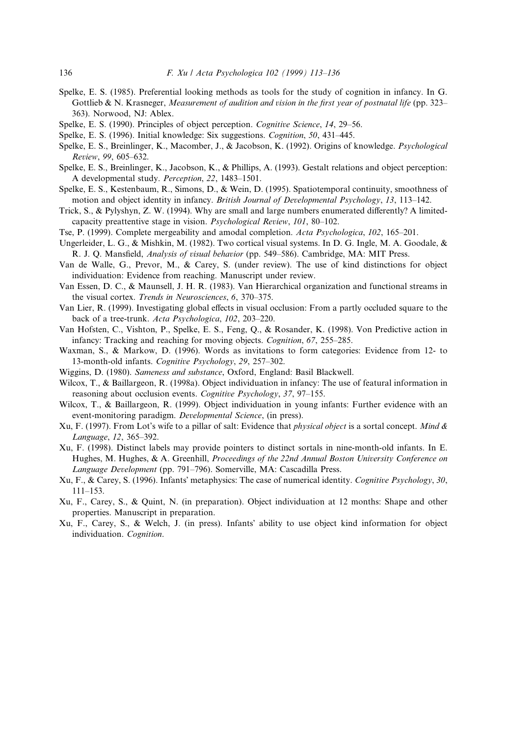Spelke, E. S. (1985). Preferential looking methods as tools for the study of cognition in infancy. In G. Gottlieb & N. Krasneger, *Measurement of audition and vision in the first year of postnatal life* (pp. 323–363). Norwood, NJ: Ablex.

Spelke, E. S. (1990). Principles of object perception. *Cognitive Science*, *14*, 29–56.

Spelke, E. S. (1996). Initial knowledge: Six suggestions. *Cognition*, *50*, 431–445.

Spelke, E. S., Breinlinger, K., Macomber, J., & Jacobson, K. (1992). Origins of knowledge. *Psychological Review*, *99*, 605–632.

Spelke, E. S., Breinlinger, K., Jacobson, K., & Phillips, A. (1993). Gestalt relations and object perception: A developmental study. *Perception*, *22*, 1483–1501.

Spelke, E. S., Kestenbaum, R., Simons, D., & Wein, D. (1995). Spatiotemporal continuity, smoothness of motion and object identity in infancy. *British Journal of Developmental Psychology*, *13*, 113–142.

Trick, S., & Pylyshyn, Z. W. (1994). Why are small and large numbers enumerated differently? A limited-capacity preattentive stage in vision. *Psychological Review*, *101*, 80–102.

Tse, P. (1999). Complete mergeability and amodal completion. *Acta Psychologica*, *102*, 165–201.

Ungerleider, L. G., & Mishkin, M. (1982). Two cortical visual systems. In D. G. Ingle, M. A. Goodale, & R. J. Q. Mansfield, *Analysis of visual behavior* (pp. 549–586). Cambridge, MA: MIT Press.

Van de Walle, G., Prevor, M., & Carey, S. (under review). The use of kind distinctions for object individuation: Evidence from reaching. Manuscript under review.

Van Essen, D. C., & Maunsell, J. H. R. (1983). Van Hierarchical organization and functional streams in the visual cortex. *Trends in Neurosciences*, *6*, 370–375.

Van Lier, R. (1999). Investigating global effects in visual occlusion: From a partly occluded square to the back of a tree-trunk. *Acta Psychologica*, *102*, 203–220.

Van Hofsten, C., Vishton, P., Spelke, E. S., Feng, Q., & Rosander, K. (1998). Von Predictive action in infancy: Tracking and reaching for moving objects. *Cognition*, *67*, 255–285.

Waxman, S., & Markow, D. (1996). Words as invitations to form categories: Evidence from 12- to 13-month-old infants. *Cognitive Psychology*, *29*, 257–302.

Wiggins, D. (1980). *Sameness and substance*, Oxford, England: Basil Blackwell.

Wilcox, T., & Baillargeon, R. (1998a). Object individuation in infancy: The use of featural information in reasoning about occlusion events. *Cognitive Psychology*, *37*, 97–155.

Wilcox, T., & Baillargeon, R. (1999). Object individuation in young infants: Further evidence with an event-monitoring paradigm. *Developmental Science*, (in press).

Xu, F. (1997). From Lot's wife to a pillar of salt: Evidence that *physical object* is a sortal concept. *Mind & Language*, *12*, 365–392.

Xu, F. (1998). Distinct labels may provide pointers to distinct sortals in nine-month-old infants. In E. Hughes, M. Hughes, & A. Greenhill, *Proceedings of the 22nd Annual Boston University Conference on Language Development* (pp. 791–796). Somerville, MA: Cascadilla Press.

Xu, F., & Carey, S. (1996). Infants' metaphysics: The case of numerical identity. *Cognitive Psychology*, *30*, 111–153.

Xu, F., Carey, S., & Quint, N. (in preparation). Object individuation at 12 months: Shape and other properties. Manuscript in preparation.

Xu, F., Carey, S., & Welch, J. (in press). Infants' ability to use object kind information for object individuation. *Cognition*.